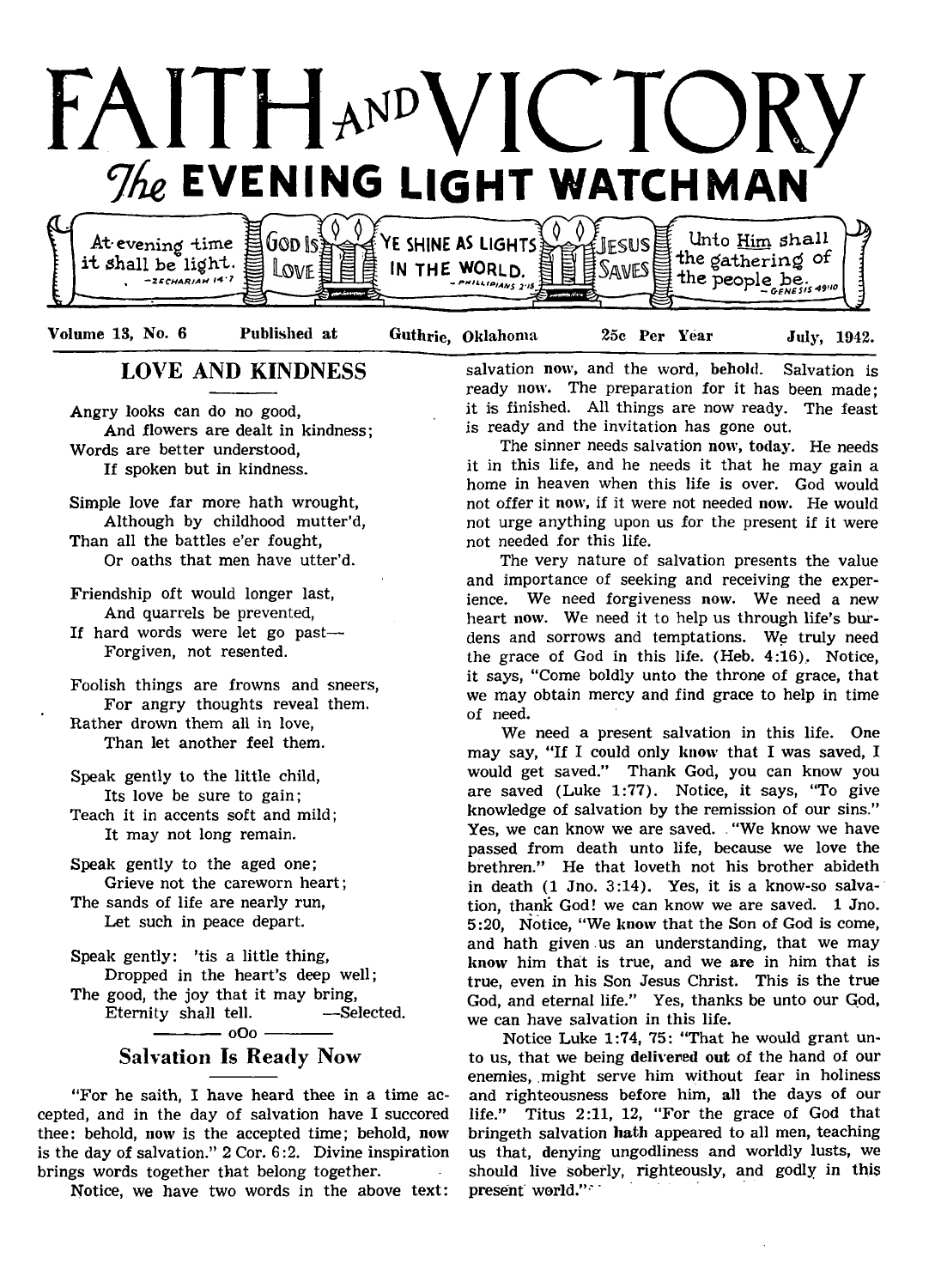# FAITH AND VICTORY

## The EVENING LIGHT WATCHMAN

At evening time it shall be light. —Zechariah 14:7 | GOD IS LOVE | YE SHINE AS LIGHTS IN THE WORLD. —Philippians 2:15 | JESUS SAVES | Unto Him shall the gathering of the people be. —Genesis 49:10

Volume 13, No. 6 Published at Guthrie, Oklahoma 25c Per Year July, 1942.

## LOVE AND KINDNESS

Angry looks can do no good,
And flowers are dealt in kindness;
Words are better understood,
If spoken but in kindness.

Simple love far more hath wrought,
Although by childhood mutter'd,
Than all the battles e'er fought,
Or oaths that men have utter'd.

Friendship oft would longer last,
And quarrels be prevented,
If hard words were let go past—
Forgiven, not resented.

Foolish things are frowns and sneers,
For angry thoughts reveal them.
Rather drown them all in love,
Than let another feel them.

Speak gently to the little child,
Its love be sure to gain;
Teach it in accents soft and mild;
It may not long remain.

Speak gently to the aged one;
Grieve not the careworn heart;
The sands of life are nearly run,
Let such in peace depart.

Speak gently: 'tis a little thing,
Dropped in the heart's deep well;
The good, the joy that it may bring,
Eternity shall tell. —Selected.

oOo

## Salvation Is Ready Now

"For he saith, I have heard thee in a time accepted, and in the day of salvation have I succored thee: behold, now is the accepted time; behold, now is the day of salvation." 2 Cor. 6:2. Divine inspiration brings words together that belong together.

Notice, we have two words in the above text: salvation **now**, and the word, **behold**. Salvation is ready now. The preparation for it has been made; it is finished. All things are now ready. The feast is ready and the invitation has gone out.

The sinner needs salvation **now**, **today**. He needs it in this life, and he needs it that he may gain a home in heaven when this life is over. God would not offer it **now**, if it were not needed **now**. He would not urge anything upon us for the present if it were not needed for this life.

The very nature of salvation presents the value and importance of seeking and receiving the experience. We need forgiveness **now**. We need a new heart **now**. We need it to help us through life's burdens and sorrows and temptations. We truly need the grace of God in this life. (Heb. 4:16). Notice, it says, "Come boldly unto the throne of grace, that we may obtain mercy and find grace to help in time of need.

We need a present salvation in this life. One may say, "If I could only **know** that I was saved, I would get saved." Thank God, you can know you are saved (Luke 1:77). Notice, it says, "To give knowledge of salvation by the remission of our sins." Yes, we can know we are saved. "We know we have passed from death unto life, because we love the brethren." He that loveth not his brother abideth in death (1 Jno. 3:14). Yes, it is a know-so salvation, thank God! we can know we are saved. 1 Jno. 5:20, Notice, "We **know** that the Son of God is come, and hath given us an understanding, that we may **know** him that is true, and we **are** in him that is true, even in his Son Jesus Christ. This is the true God, and eternal life." Yes, thanks be unto our God, we can have salvation in this life.

Notice Luke 1:74, 75: "That he would grant unto us, that we being **delivered out** of the hand of our enemies, might serve him without fear in holiness and righteousness before him, **all** the days of our life." Titus 2:11, 12, "For the grace of God that bringeth salvation **hath** appeared to all men, teaching us that, denying ungodliness and worldly lusts, we should live soberly, righteously, and godly in this present world."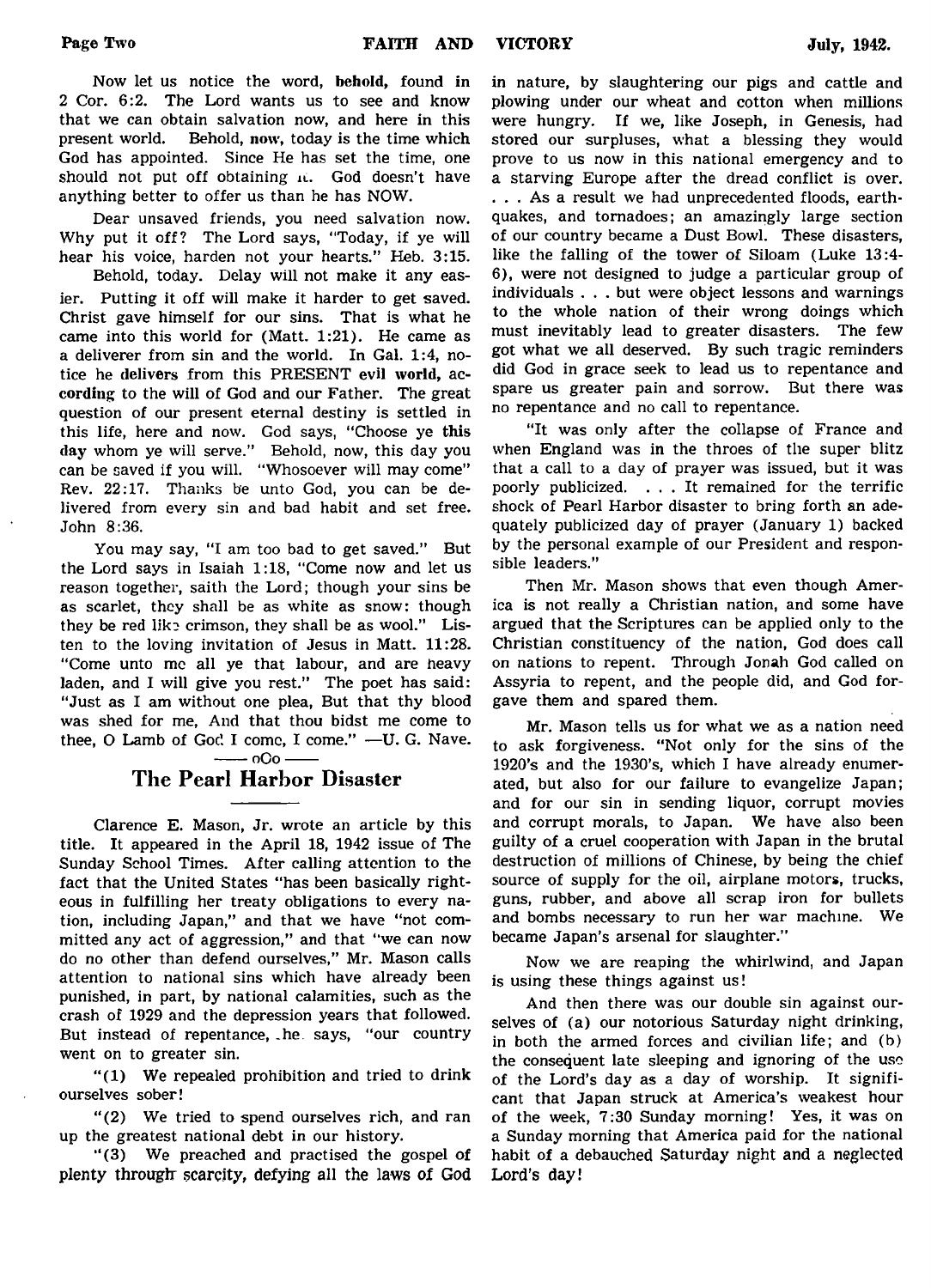Now let us notice the word, **behold,** found in 2 Cor. 6:2. The Lord wants us to see and know that we can obtain salvation now, and here in this present world. Behold, **now**, today is the time which God has appointed. Since He has set the time, one should not put off obtaining it. God doesn't have anything better to offer us than he has NOW.

Dear unsaved friends, you need salvation now. Why put it off? The Lord says, "Today, if ye will hear his voice, harden not your hearts." Heb. 3:15.

Behold, today. Delay will not make it any easier. Putting it off will make it harder to get saved. Christ gave himself for our sins. That is what he came into this world for (Matt. 1:21). He came as a deliverer from sin and the world. In Gal. 1:4, notice he **delivers** from this PRESENT **evil world,** according to the will of God and our Father. The great question of our present eternal destiny is settled in this life, here and now. God says, "Choose ye **this day** whom ye will serve." Behold, now, this day you can be saved if you will. "Whosoever will may come" Rev. 22:17. Thanks be unto God, you can be delivered from every sin and bad habit and set free. John 8:36.

You may say, "I am too bad to get saved." But the Lord says in Isaiah 1:18, "Come now and let us reason together, saith the Lord; though your sins be as scarlet, they shall be as white as snow: though they be red like crimson, they shall be as wool." Listen to the loving invitation of Jesus in Matt. 11:28. "Come unto me all ye that labour, and are heavy laden, and I will give you rest." The poet has said: "Just as I am without one plea, But that thy blood was shed for me, And that thou bidst me come to thee, O Lamb of God I come, I come." —U. G. Nave.

—— oOo ——

## The Pearl Harbor Disaster

Clarence E. Mason, Jr. wrote an article by this title. It appeared in the April 18, 1942 issue of The Sunday School Times. After calling attention to the fact that the United States "has been basically righteous in fulfilling her treaty obligations to every nation, including Japan," and that we have "not committed any act of aggression," and that "we can now do no other than defend ourselves," Mr. Mason calls attention to national sins which have already been punished, in part, by national calamities, such as the crash of 1929 and the depression years that followed. But instead of repentance, he says, "our country went on to greater sin.

"(1) We repealed prohibition and tried to drink ourselves sober!

"(2) We tried to spend ourselves rich, and ran up the greatest national debt in our history.

"(3) We preached and practised the gospel of plenty through scarcity, defying all the laws of God in nature, by slaughtering our pigs and cattle and plowing under our wheat and cotton when millions were hungry. If we, like Joseph, in Genesis, had stored our surpluses, what a blessing they would prove to us now in this national emergency and to a starving Europe after the dread conflict is over. . . . As a result we had unprecedented floods, earthquakes, and tornadoes; an amazingly large section of our country became a Dust Bowl. These disasters, like the falling of the tower of Siloam (Luke 13:4-6), were not designed to judge a particular group of individuals . . . but were object lessons and warnings to the whole nation of their wrong doings which must inevitably lead to greater disasters. The few got what we all deserved. By such tragic reminders did God in grace seek to lead us to repentance and spare us greater pain and sorrow. But there was no repentance and no call to repentance.

"It was only after the collapse of France and when England was in the throes of the super blitz that a call to a day of prayer was issued, but it was poorly publicized. . . . It remained for the terrific shock of Pearl Harbor disaster to bring forth an adequately publicized day of prayer (January 1) backed by the personal example of our President and responsible leaders."

Then Mr. Mason shows that even though America is not really a Christian nation, and some have argued that the Scriptures can be applied only to the Christian constituency of the nation, God does call on nations to repent. Through Jonah God called on Assyria to repent, and the people did, and God forgave them and spared them.

Mr. Mason tells us for what we as a nation need to ask forgiveness. "Not only for the sins of the 1920's and the 1930's, which I have already enumerated, but also for our failure to evangelize Japan; and for our sin in sending liquor, corrupt movies and corrupt morals, to Japan. We have also been guilty of a cruel cooperation with Japan in the brutal destruction of millions of Chinese, by being the chief source of supply for the oil, airplane motors, trucks, guns, rubber, and above all scrap iron for bullets and bombs necessary to run her war machine. We became Japan's arsenal for slaughter."

Now we are reaping the whirlwind, and Japan is using these things against us!

And then there was our double sin against ourselves of (a) our notorious Saturday night drinking, in both the armed forces and civilian life; and (b) the consequent late sleeping and ignoring of the use of the Lord's day as a day of worship. It significant that Japan struck at America's weakest hour of the week, 7:30 Sunday morning! Yes, it was on a Sunday morning that America paid for the national habit of a debauched Saturday night and a neglected Lord's day!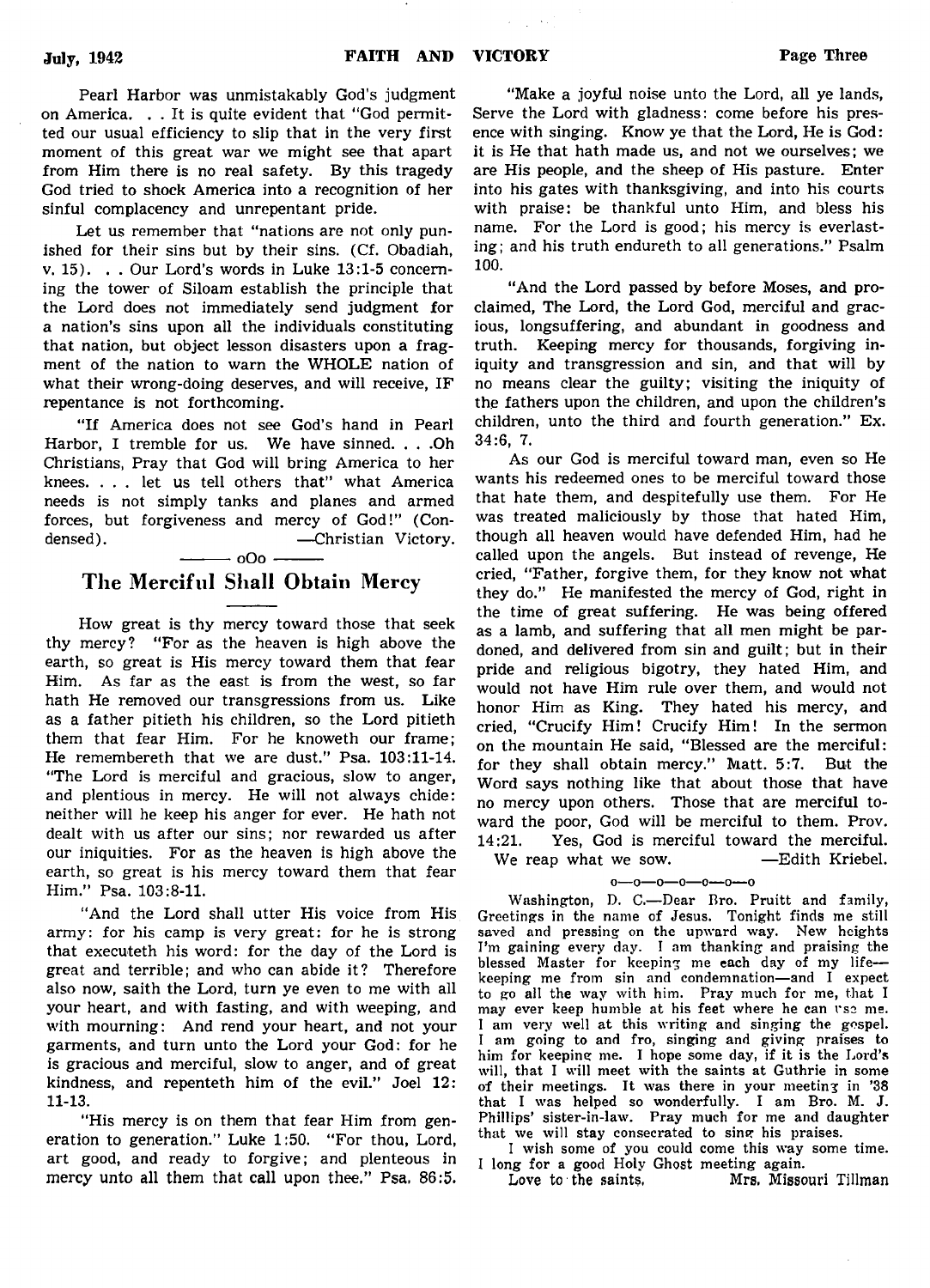Pearl Harbor was unmistakably God's judgment on America. . . It is quite evident that "God permitted our usual efficiency to slip that in the very first moment of this great war we might see that apart from Him there is no real safety. By this tragedy God tried to shock America into a recognition of her sinful complacency and unrepentant pride.

Let us remember that "nations are not only punished for their sins but by their sins. (Cf. Obadiah, v. 15). . . Our Lord's words in Luke 13:1-5 concerning the tower of Siloam establish the principle that the Lord does not immediately send judgment for a nation's sins upon all the individuals constituting that nation, but object lesson disasters upon a fragment of the nation to warn the WHOLE nation of what their wrong-doing deserves, and will receive, IF repentance is not forthcoming.

"If America does not see God's hand in Pearl Harbor, I tremble for us. We have sinned. . . .Oh Christians, Pray that God will bring America to her knees. . . . let us tell others that" what America needs is not simply tanks and planes and armed forces, but forgiveness and mercy of God!" (Condensed). —Christian Victory.

oOo

## The Merciful Shall Obtain Mercy

How great is thy mercy toward those that seek thy mercy? "For as the heaven is high above the earth, so great is His mercy toward them that fear Him. As far as the east is from the west, so far hath He removed our transgressions from us. Like as a father pitieth his children, so the Lord pitieth them that fear Him. For he knoweth our frame; He remembereth that we are dust." Psa. 103:11-14. "The Lord is merciful and gracious, slow to anger, and plentious in mercy. He will not always chide: neither will he keep his anger for ever. He hath not dealt with us after our sins; nor rewarded us after our iniquities. For as the heaven is high above the earth, so great is his mercy toward them that fear Him." Psa. 103:8-11.

"And the Lord shall utter His voice from His army: for his camp is very great: for he is strong that executeth his word: for the day of the Lord is great and terrible; and who can abide it? Therefore also now, saith the Lord, turn ye even to me with all your heart, and with fasting, and with weeping, and with mourning: And rend your heart, and not your garments, and turn unto the Lord your God: for he is gracious and merciful, slow to anger, and of great kindness, and repenteth him of the evil." Joel 12: 11-13.

"His mercy is on them that fear Him from generation to generation." Luke 1:50. "For thou, Lord, art good, and ready to forgive; and plenteous in mercy unto all them that call upon thee." Psa. 86:5.

"Make a joyful noise unto the Lord, all ye lands, Serve the Lord with gladness: come before his presence with singing. Know ye that the Lord, He is God: it is He that hath made us, and not we ourselves; we are His people, and the sheep of His pasture. Enter into his gates with thanksgiving, and into his courts with praise: be thankful unto Him, and bless his name. For the Lord is good; his mercy is everlasting; and his truth endureth to all generations." Psalm 100.

"And the Lord passed by before Moses, and proclaimed, The Lord, the Lord God, merciful and gracious, longsuffering, and abundant in goodness and truth. Keeping mercy for thousands, forgiving iniquity and transgression and sin, and that will by no means clear the guilty; visiting the iniquity of the fathers upon the children, and upon the children's children, unto the third and fourth generation." Ex. 34:6, 7.

As our God is merciful toward man, even so He wants his redeemed ones to be merciful toward those that hate them, and despitefully use them. For He was treated maliciously by those that hated Him, though all heaven would have defended Him, had he called upon the angels. But instead of revenge, He cried, "Father, forgive them, for they know not what they do." He manifested the mercy of God, right in the time of great suffering. He was being offered as a lamb, and suffering that all men might be pardoned, and delivered from sin and guilt; but in their pride and religious bigotry, they hated Him, and would not have Him rule over them, and would not honor Him as King. They hated his mercy, and cried, "Crucify Him! Crucify Him! In the sermon on the mountain He said, "Blessed are the merciful: for they shall obtain mercy." Matt. 5:7. But the Word says nothing like that about those that have no mercy upon others. Those that are merciful toward the poor, God will be merciful to them. Prov. 14:21. Yes, God is merciful toward the merciful. We reap what we sow. —Edith Kriebel.

o—o—o—o—o—o—o

Washington, D. C.—Dear Bro. Pruitt and family, Greetings in the name of Jesus. Tonight finds me still saved and pressing on the upward way. New heights I'm gaining every day. I am thanking and praising the blessed Master for keeping me each day of my life—keeping me from sin and condemnation—and I expect to go all the way with him. Pray much for me, that I may ever keep humble at his feet where he can use me. I am very well at this writing and singing the gospel. I am going to and fro, singing and giving praises to him for keeping me. I hope some day, if it is the Lord's will, that I will meet with the saints at Guthrie in some of their meetings. It was there in your meeting in '38 that I was helped so wonderfully. I am Bro. M. J. Phillips' sister-in-law. Pray much for me and daughter that we will stay consecrated to sing his praises.

I wish some of you could come this way some time. I long for a good Holy Ghost meeting again.

Love to the saints, Mrs. Missouri Tillman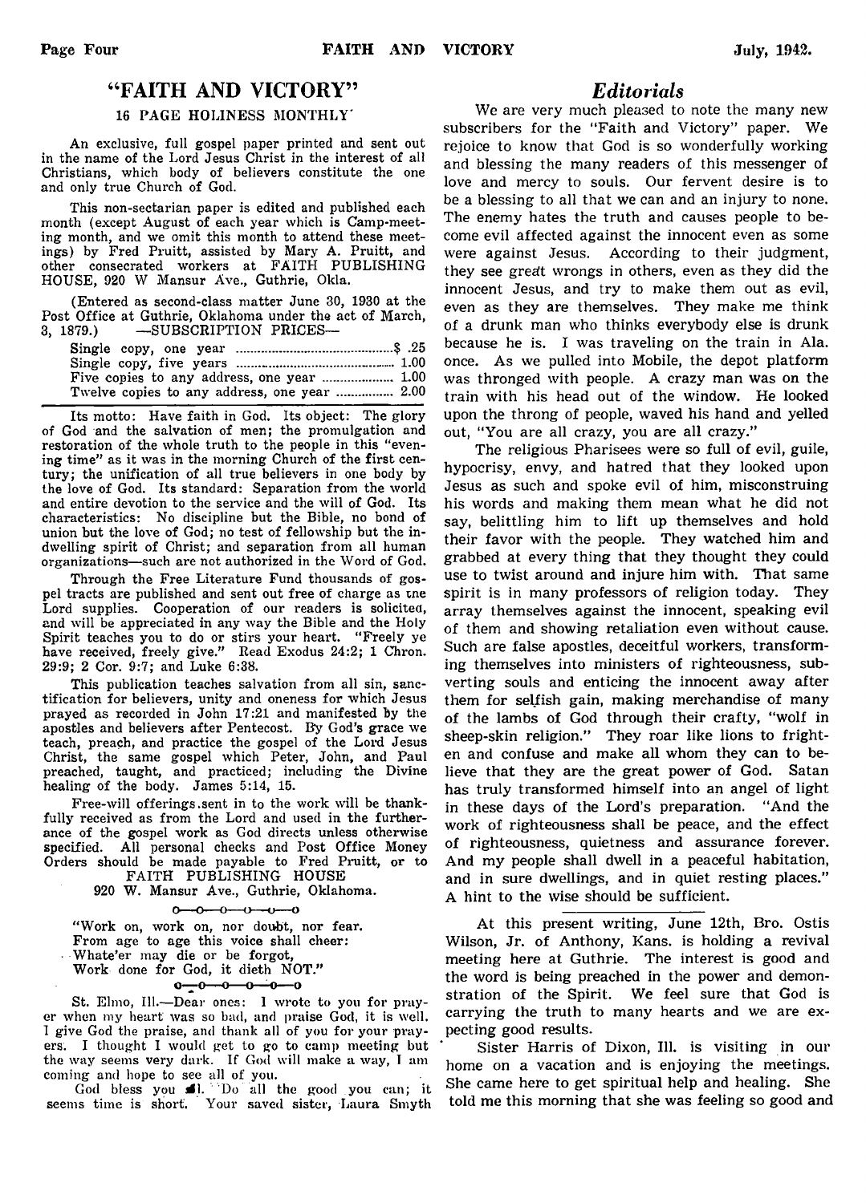# "FAITH AND VICTORY"

### 16 PAGE HOLINESS MONTHLY

An exclusive, full gospel paper printed and sent out in the name of the Lord Jesus Christ in the interest of all Christians, which body of believers constitute the one and only true Church of God.

This non-sectarian paper is edited and published each month (except August of each year which is Camp-meeting month, and we omit this month to attend these meetings) by Fred Pruitt, assisted by Mary A. Pruitt, and other consecrated workers at FAITH PUBLISHING HOUSE, 920 W Mansur Ave., Guthrie, Okla.

(Entered as second-class matter June 30, 1930 at the Post Office at Guthrie, Oklahoma under the act of March, 3, 1879.) —SUBSCRIPTION PRICES—

| | |
|---|---|
| Single copy, one year | $ .25 |
| Single copy, five years | 1.00 |
| Five copies to any address, one year | 1.00 |
| Twelve copies to any address, one year | 2.00 |

Its motto: Have faith in God. Its object: The glory of God and the salvation of men; the promulgation and restoration of the whole truth to the people in this "evening time" as it was in the morning Church of the first century; the unification of all true believers in one body by the love of God. Its standard: Separation from the world and entire devotion to the service and the will of God. Its characteristics: No discipline but the Bible, no bond of union but the love of God; no test of fellowship but the indwelling spirit of Christ; and separation from all human organizations—such are not authorized in the Word of God.

Through the Free Literature Fund thousands of gospel tracts are published and sent out free of charge as the Lord supplies. Cooperation of our readers is solicited, and will be appreciated in any way the Bible and the Holy Spirit teaches you to do or stirs your heart. "Freely ye have received, freely give." Read Exodus 24:2; 1 Chron. 29:9; 2 Cor. 9:7; and Luke 6:38.

This publication teaches salvation from all sin, sanctification for believers, unity and oneness for which Jesus prayed as recorded in John 17:21 and manifested by the apostles and believers after Pentecost. By God's grace we teach, preach, and practice the gospel of the Lord Jesus Christ, the same gospel which Peter, John, and Paul preached, taught, and practiced; including the Divine healing of the body. James 5:14, 15.

Free-will offerings sent in to the work will be thankfully received as from the Lord and used in the furtherance of the gospel work as God directs unless otherwise specified. All personal checks and Post Office Money Orders should be made payable to Fred Pruitt, or to
FAITH PUBLISHING HOUSE
920 W. Mansur Ave., Guthrie, Oklahoma.

o—o—o—o—o—o

"Work on, work on, nor doubt, nor fear.
From age to age this voice shall cheer:
Whate'er may die or be forgot,
Work done for God, it dieth NOT."

o—o—o—o—o—o

St. Elmo, Ill.—Dear ones: I wrote to you for prayer when my heart was so bad, and praise God, it is well. I give God the praise, and thank all of you for your prayers. I thought I would get to go to camp meeting but the way seems very dark. If God will make a way, I am coming and hope to see all of you.

God bless you all. "Do all the good you can; it seems time is short. Your saved sister, Laura Smyth

## *Editorials*

We are very much pleased to note the many new subscribers for the "Faith and Victory" paper. We rejoice to know that God is so wonderfully working and blessing the many readers of this messenger of love and mercy to souls. Our fervent desire is to be a blessing to all that we can and an injury to none. The enemy hates the truth and causes people to become evil affected against the innocent even as some were against Jesus. According to their judgment, they see great wrongs in others, even as they did the innocent Jesus, and try to make them out as evil, even as they are themselves. They make me think of a drunk man who thinks everybody else is drunk because he is. I was traveling on the train in Ala. once. As we pulled into Mobile, the depot platform was thronged with people. A crazy man was on the train with his head out of the window. He looked upon the throng of people, waved his hand and yelled out, "You are all crazy, you are all crazy."

The religious Pharisees were so full of evil, guile, hypocrisy, envy, and hatred that they looked upon Jesus as such and spoke evil of him, misconstruing his words and making them mean what he did not say, belittling him to lift up themselves and hold their favor with the people. They watched him and grabbed at every thing that they thought they could use to twist around and injure him with. That same spirit is in many professors of religion today. They array themselves against the innocent, speaking evil of them and showing retaliation even without cause. Such are false apostles, deceitful workers, transforming themselves into ministers of righteousness, subverting souls and enticing the innocent away after them for selfish gain, making merchandise of many of the lambs of God through their crafty, "wolf in sheep-skin religion." They roar like lions to frighten and confuse and make all whom they can to believe that they are the great power of God. Satan has truly transformed himself into an angel of light in these days of the Lord's preparation. "And the work of righteousness shall be peace, and the effect of righteousness, quietness and assurance forever. And my people shall dwell in a peaceful habitation, and in sure dwellings, and in quiet resting places." A hint to the wise should be sufficient.

---

At this present writing, June 12th, Bro. Ostis Wilson, Jr. of Anthony, Kans. is holding a revival meeting here at Guthrie. The interest is good and the word is being preached in the power and demonstration of the Spirit. We feel sure that God is carrying the truth to many hearts and we are expecting good results.

Sister Harris of Dixon, Ill. is visiting in our home on a vacation and is enjoying the meetings. She came here to get spiritual help and healing. She told me this morning that she was feeling so good and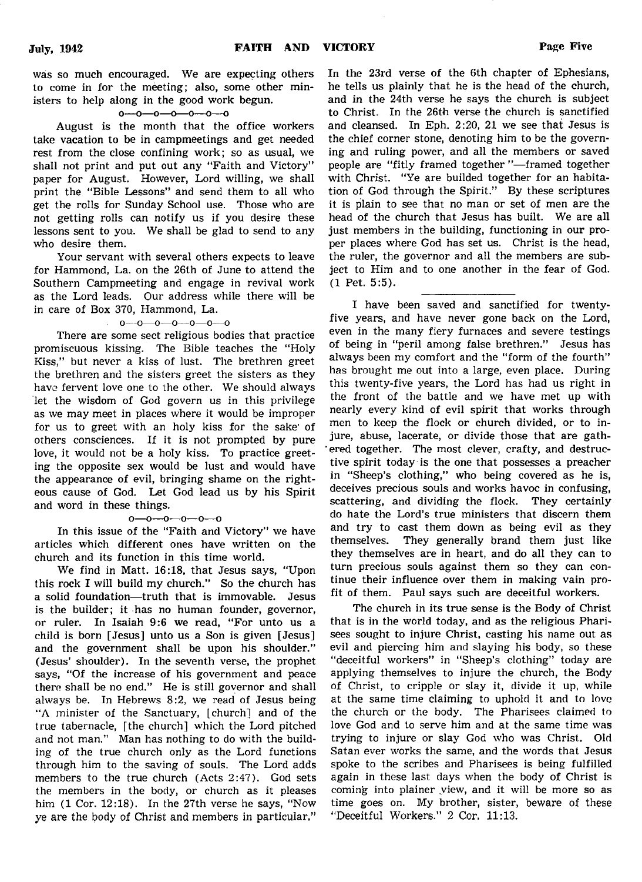was so much encouraged. We are expecting others to come in for the meeting; also, some other ministers to help along in the good work begun.

o—o—o—o—o—o—o

August is the month that the office workers take vacation to be in campmeetings and get needed rest from the close confining work; so as usual, we shall not print and put out any "Faith and Victory" paper for August. However, Lord willing, we shall print the "Bible Lessons" and send them to all who get the rolls for Sunday School use. Those who are not getting rolls can notify us if you desire these lessons sent to you. We shall be glad to send to any who desire them.

Your servant with several others expects to leave for Hammond, La. on the 26th of June to attend the Southern Campmeeting and engage in revival work as the Lord leads. Our address while there will be in care of Box 370, Hammond, La.

o—o—o—o—o—o—o

There are some sect religious bodies that practice promiscuous kissing. The Bible teaches the "Holy Kiss," but never a kiss of lust. The brethren greet the brethren and the sisters greet the sisters as they have fervent love one to the other. We should always let the wisdom of God govern us in this privilege as we may meet in places where it would be improper for us to greet with an holy kiss for the sake of others consciences. If it is not prompted by pure love, it would not be a holy kiss. To practice greeting the opposite sex would be lust and would have the appearance of evil, bringing shame on the righteous cause of God. Let God lead us by his Spirit and word in these things.

o—o—o—o—o—o

In this issue of the "Faith and Victory" we have articles which different ones have written on the church and its function in this time world.

We find in Matt. 16:18, that Jesus says, "Upon this rock I will build my church." So the church has a solid foundation—truth that is immovable. Jesus is the builder; it has no human founder, governor, or ruler. In Isaiah 9:6 we read, "For unto us a child is born [Jesus] unto us a Son is given [Jesus] and the government shall be upon his shoulder." (Jesus' shoulder). In the seventh verse, the prophet says, "Of the increase of his government and peace there shall be no end." He is still governor and shall always be. In Hebrews 8:2, we read of Jesus being "A minister of the Sanctuary, [church] and of the true tabernacle, [the church] which the Lord pitched and not man." Man has nothing to do with the building of the true church only as the Lord functions through him to the saving of souls. The Lord adds members to the true church (Acts 2:47). God sets the members in the body, or church as it pleases him (1 Cor. 12:18). In the 27th verse he says, "Now ye are the body of Christ and members in particular." In the 23rd verse of the 6th chapter of Ephesians, he tells us plainly that he is the head of the church, and in the 24th verse he says the church is subject to Christ. In the 26th verse the church is sanctified and cleansed. In Eph. 2:20, 21 we see that Jesus is the chief corner stone, denoting him to be the governing and ruling power, and all the members or saved people are "fitly framed together"—framed together with Christ. "Ye are builded together for an habitation of God through the Spirit." By these scriptures it is plain to see that no man or set of men are the head of the church that Jesus has built. We are all just members in the building, functioning in our proper places where God has set us. Christ is the head, the ruler, the governor and all the members are subject to Him and to one another in the fear of God. (1 Pet. 5:5).

---

I have been saved and sanctified for twenty-five years, and have never gone back on the Lord, even in the many fiery furnaces and severe testings of being in "peril among false brethren." Jesus has always been my comfort and the "form of the fourth" has brought me out into a large, even place. During this twenty-five years, the Lord has had us right in the front of the battle and we have met up with nearly every kind of evil spirit that works through men to keep the flock or church divided, or to injure, abuse, lacerate, or divide those that are gathered together. The most clever, crafty, and destructive spirit today is the one that possesses a preacher in "Sheep's clothing," who being covered as he is, deceives precious souls and works havoc in confusing, scattering, and dividing the flock. They certainly do hate the Lord's true ministers that discern them and try to cast them down as being evil as they themselves. They generally brand them just like they themselves are in heart, and do all they can to turn precious souls against them so they can continue their influence over them in making vain profit of them. Paul says such are deceitful workers.

The church in its true sense is the Body of Christ that is in the world today, and as the religious Pharisees sought to injure Christ, casting his name out as evil and piercing him and slaying his body, so these "deceitful workers" in "Sheep's clothing" today are applying themselves to injure the church, the Body of Christ, to cripple or slay it, divide it up, while at the same time claiming to uphold it and to love the church or the body. The Pharisees claimed to love God and to serve him and at the same time was trying to injure or slay God who was Christ. Old Satan ever works the same, and the words that Jesus spoke to the scribes and Pharisees is being fulfilled again in these last days when the body of Christ is coming into plainer view, and it will be more so as time goes on. My brother, sister, beware of these "Deceitful Workers." 2 Cor. 11:13.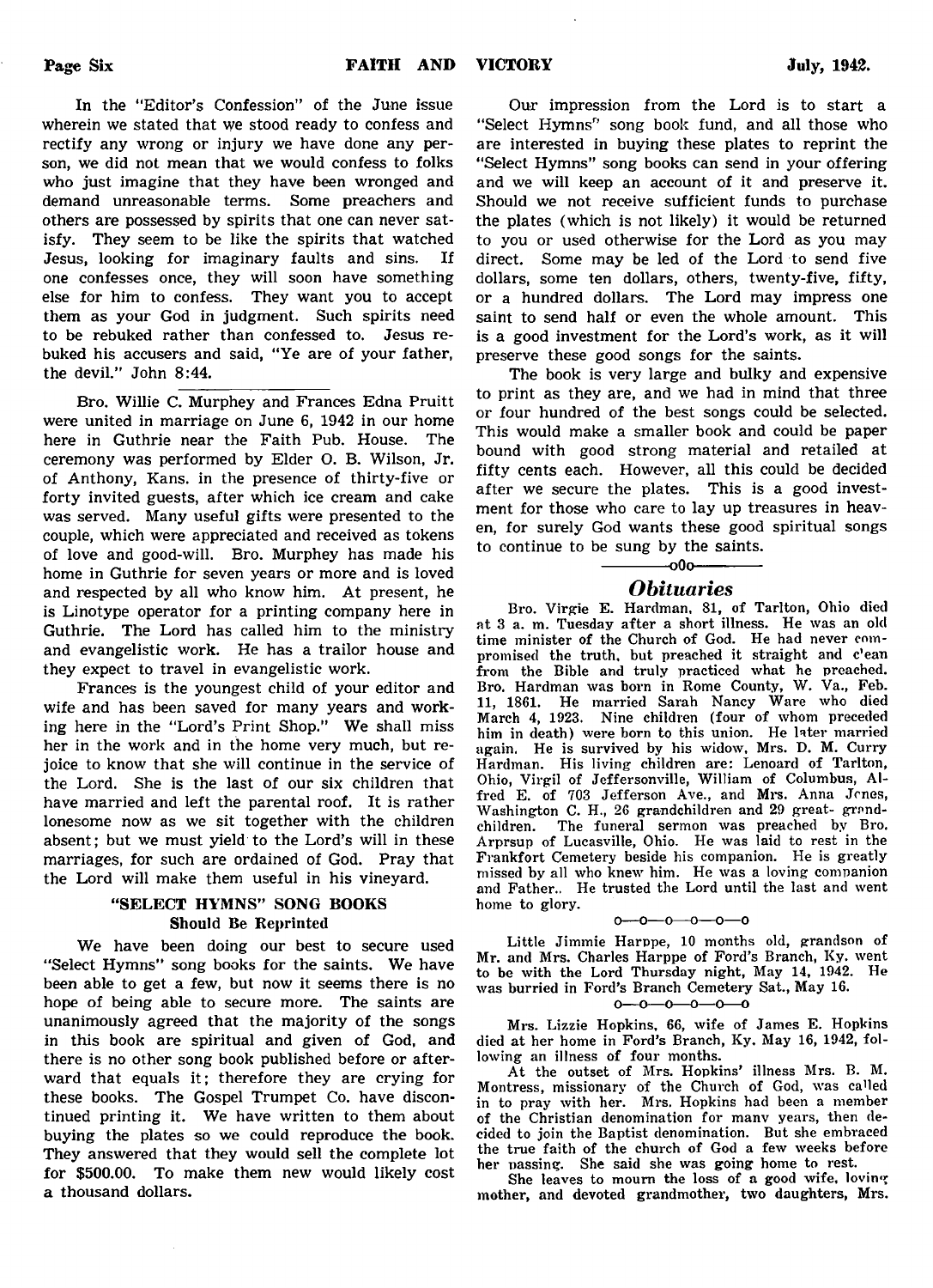In the "Editor's Confession" of the June issue wherein we stated that we stood ready to confess and rectify any wrong or injury we have done any person, we did not mean that we would confess to folks who just imagine that they have been wronged and demand unreasonable terms. Some preachers and others are possessed by spirits that one can never satisfy. They seem to be like the spirits that watched Jesus, looking for imaginary faults and sins. If one confesses once, they will soon have something else for him to confess. They want you to accept them as your God in judgment. Such spirits need to be rebuked rather than confessed to. Jesus rebuked his accusers and said, "Ye are of your father, the devil." John 8:44.

---

Bro. Willie C. Murphey and Frances Edna Pruitt were united in marriage on June 6, 1942 in our home here in Guthrie near the Faith Pub. House. The ceremony was performed by Elder O. B. Wilson, Jr. of Anthony, Kans. in the presence of thirty-five or forty invited guests, after which ice cream and cake was served. Many useful gifts were presented to the couple, which were appreciated and received as tokens of love and good-will. Bro. Murphey has made his home in Guthrie for seven years or more and is loved and respected by all who know him. At present, he is Linotype operator for a printing company here in Guthrie. The Lord has called him to the ministry and evangelistic work. He has a trailor house and they expect to travel in evangelistic work.

Frances is the youngest child of your editor and wife and has been saved for many years and working here in the "Lord's Print Shop." We shall miss her in the work and in the home very much, but rejoice to know that she will continue in the service of the Lord. She is the last of our six children that have married and left the parental roof. It is rather lonesome now as we sit together with the children absent; but we must yield to the Lord's will in these marriages, for such are ordained of God. Pray that the Lord will make them useful in his vineyard.

### "SELECT HYMNS" SONG BOOKS
**Should Be Reprinted**

We have been doing our best to secure used "Select Hymns" song books for the saints. We have been able to get a few, but now it seems there is no hope of being able to secure more. The saints are unanimously agreed that the majority of the songs in this book are spiritual and given of God, and there is no other song book published before or afterward that equals it; therefore they are crying for these books. The Gospel Trumpet Co. have discontinued printing it. We have written to them about buying the plates so we could reproduce the book. They answered that they would sell the complete lot for $500.00. To make them new would likely cost a thousand dollars.

Our impression from the Lord is to start a "Select Hymns" song book fund, and all those who are interested in buying these plates to reprint the "Select Hymns" song books can send in your offering and we will keep an account of it and preserve it. Should we not receive sufficient funds to purchase the plates (which is not likely) it would be returned to you or used otherwise for the Lord as you may direct. Some may be led of the Lord to send five dollars, some ten dollars, others, twenty-five, fifty, or a hundred dollars. The Lord may impress one saint to send half or even the whole amount. This is a good investment for the Lord's work, as it will preserve these good songs for the saints.

The book is very large and bulky and expensive to print as they are, and we had in mind that three or four hundred of the best songs could be selected. This would make a smaller book and could be paper bound with good strong material and retailed at fifty cents each. However, all this could be decided after we secure the plates. This is a good investment for those who care to lay up treasures in heaven, for surely God wants these good spiritual songs to continue to be sung by the saints.

—o0o—

## *Obituaries*

Bro. Virgie E. Hardman, 81, of Tarlton, Ohio died at 3 a. m. Tuesday after a short illness. He was an old time minister of the Church of God. He had never compromised the truth, but preached it straight and clean from the Bible and truly practiced what he preached. Bro. Hardman was born in Rome County, W. Va., Feb. 11, 1861. He married Sarah Nancy Ware who died March 4, 1923. Nine children (four of whom preceded him in death) were born to this union. He later married again. He is survived by his widow, Mrs. D. M. Curry Hardman. His living children are: Lenoard of Tarlton, Ohio, Virgil of Jeffersonville, William of Columbus, Alfred E. of 703 Jefferson Ave., and Mrs. Anna Jones, Washington C. H., 26 grandchildren and 29 great- grandchildren. The funeral sermon was preached by Bro. Arprsup of Lucasville, Ohio. He was laid to rest in the Frankfort Cemetery beside his companion. He is greatly missed by all who knew him. He was a loving companion and Father.. He trusted the Lord until the last and went home to glory.

o—o—o—o—o—o

Little Jimmie Harppe, 10 months old, grandson of Mr. and Mrs. Charles Harppe of Ford's Branch, Ky. went to be with the Lord Thursday night, May 14, 1942. He was burried in Ford's Branch Cemetery Sat., May 16.

o—o—o—o—o—o

Mrs. Lizzie Hopkins, 66, wife of James E. Hopkins died at her home in Ford's Branch, Ky. May 16, 1942, following an illness of four months.

At the outset of Mrs. Hopkins' illness Mrs. B. M. Montress, missionary of the Church of God, was called in to pray with her. Mrs. Hopkins had been a member of the Christian denomination for many years, then decided to join the Baptist denomination. But she embraced the true faith of the church of God a few weeks before her passing. She said she was going home to rest.

She leaves to mourn the loss of a good wife, loving mother, and devoted grandmother, two daughters, Mrs.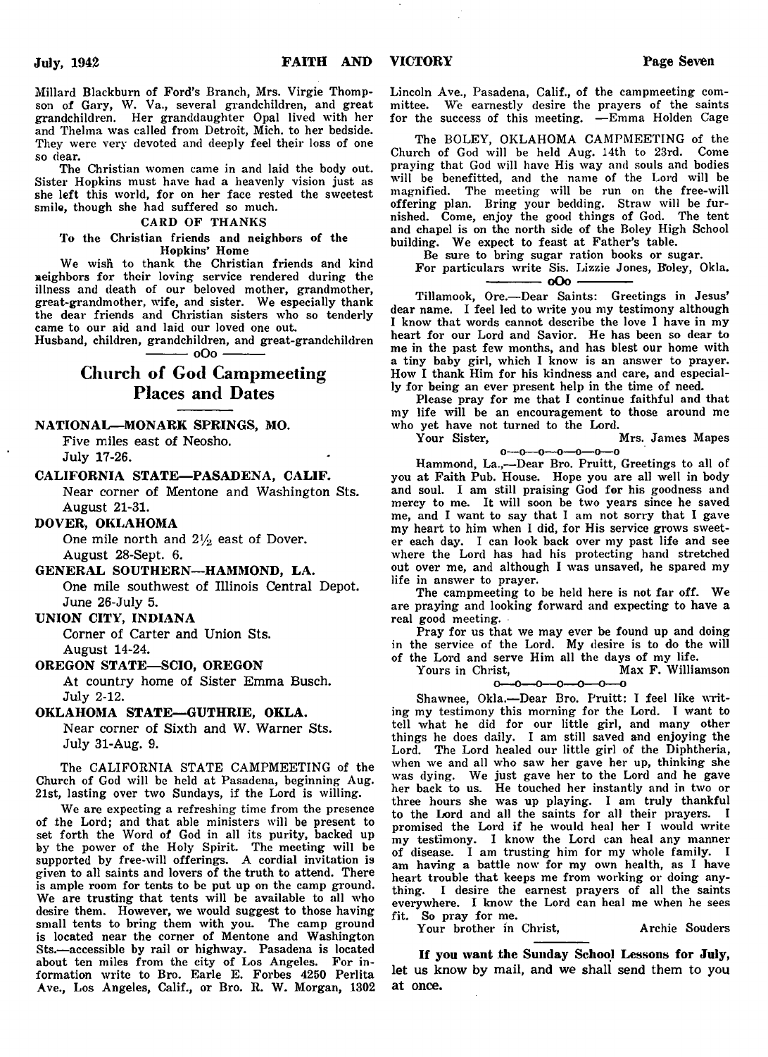Millard Blackburn of Ford's Branch, Mrs. Virgie Thompson of Gary, W. Va., several grandchildren, and great grandchildren. Her granddaughter Opal lived with her and Thelma was called from Detroit, Mich. to her bedside. They were very devoted and deeply feel their loss of one so dear.

The Christian women came in and laid the body out. Sister Hopkins must have had a heavenly vision just as she left this world, for on her face rested the sweetest smile, though she had suffered so much.

### CARD OF THANKS

**To the Christian friends and neighbors of the Hopkins' Home**

We wish to thank the Christian friends and kind neighbors for their loving service rendered during the illness and death of our beloved mother, grandmother, great-grandmother, wife, and sister. We especially thank the dear friends and Christian sisters who so tenderly came to our aid and laid our loved one out.

Husband, children, grandchildren, and great-grandchildren

oOo

## Church of God Campmeeting Places and Dates

**NATIONAL—MONARK SPRINGS, MO.**
Five miles east of Neosho.
July 17-26.

**CALIFORNIA STATE—PASADENA, CALIF.**
Near corner of Mentone and Washington Sts.
August 21-31.

**DOVER, OKLAHOMA**
One mile north and 2½ east of Dover.
August 28-Sept. 6.

**GENERAL SOUTHERN—HAMMOND, LA.**
One mile southwest of Illinois Central Depot.
June 26-July 5.

**UNION CITY, INDIANA**
Corner of Carter and Union Sts.
August 14-24.

**OREGON STATE—SCIO, OREGON**
At country home of Sister Emma Busch.
July 2-12.

**OKLAHOMA STATE—GUTHRIE, OKLA.**
Near corner of Sixth and W. Warner Sts.
July 31-Aug. 9.

The CALIFORNIA STATE CAMPMEETING of the Church of God will be held at Pasadena, beginning Aug. 21st, lasting over two Sundays, if the Lord is willing.

We are expecting a refreshing time from the presence of the Lord; and that able ministers will be present to set forth the Word of God in all its purity, backed up by the power of the Holy Spirit. The meeting will be supported by free-will offerings. A cordial invitation is given to all saints and lovers of the truth to attend. There is ample room for tents to be put up on the camp ground. We are trusting that tents will be available to all who desire them. However, we would suggest to those having small tents to bring them with you. The camp ground is located near the corner of Mentone and Washington Sts.—accessible by rail or highway. Pasadena is located about ten miles from the city of Los Angeles. For information write to Bro. Earle E. Forbes 4250 Perlita Ave., Los Angeles, Calif., or Bro. R. W. Morgan, 1302 Lincoln Ave., Pasadena, Calif., of the campmeeting committee. We earnestly desire the prayers of the saints for the success of this meeting. —Emma Holden Cage

The BOLEY, OKLAHOMA CAMPMEETING of the Church of God will be held Aug. 14th to 23rd. Come praying that God will have His way and souls and bodies will be benefitted, and the name of the Lord will be magnified. The meeting will be run on the free-will offering plan. Bring your bedding. Straw will be furnished. Come, enjoy the good things of God. The tent and chapel is on the north side of the Boley High School building. We expect to feast at Father's table.

Be sure to bring sugar ration books or sugar.

For particulars write Sis. Lizzie Jones, Boley, Okla.

oOo

Tillamook, Ore.—Dear Saints: Greetings in Jesus' dear name. I feel led to write you my testimony although I know that words cannot describe the love I have in my heart for our Lord and Savior. He has been so dear to me in the past few months, and has blest our home with a tiny baby girl, which I know is an answer to prayer. How I thank Him for his kindness and care, and especially for being an ever present help in the time of need.

Please pray for me that I continue faithful and that my life will be an encouragement to those around me who yet have not turned to the Lord.

Your Sister, Mrs. James Mapes

o—o—o—o—o—o—o

Hammond, La.,—Dear Bro. Pruitt, Greetings to all of you at Faith Pub. House. Hope you are all well in body and soul. I am still praising God for his goodness and mercy to me. It will soon be two years since he saved me, and I want to say that I am not sorry that I gave my heart to him when I did, for His service grows sweeter each day. I can look back over my past life and see where the Lord has had his protecting hand stretched out over me, and although I was unsaved, he spared my life in answer to prayer.

The campmeeting to be held here is not far off. We are praying and looking forward and expecting to have a real good meeting.

Pray for us that we may ever be found up and doing in the service of the Lord. My desire is to do the will of the Lord and serve Him all the days of my life.

Yours in Christ, Max F. Williamson

o—o—o—o—o—o—o

Shawnee, Okla.—Dear Bro. Pruitt: I feel like writing my testimony this morning for the Lord. I want to tell what he did for our little girl, and many other things he does daily. I am still saved and enjoying the Lord. The Lord healed our little girl of the Diphtheria, when we and all who saw her gave her up, thinking she was dying. We just gave her to the Lord and he gave her back to us. He touched her instantly and in two or three hours she was up playing. I am truly thankful to the Lord and all the saints for all their prayers. I promised the Lord if he would heal her I would write my testimony. I know the Lord can heal any manner of disease. I am trusting him for my whole family. I am having a battle now for my own health, as I have heart trouble that keeps me from working or doing anything. I desire the earnest prayers of all the saints everywhere. I know the Lord can heal me when he sees fit. So pray for me.

Your brother in Christ, Archie Souders

**If you want the Sunday School Lessons for July,** let us know by mail, and we shall send them to you at once.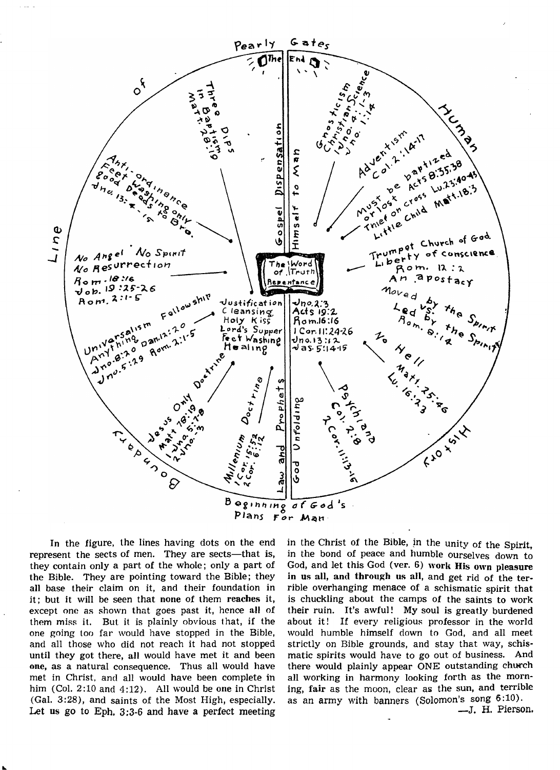Pearly Gates

The End

Boundary Line of Human History

Beginning of God's Plans For Man

Gospel Dispensation

Himself to Man

The Word of Truth Repentance

Three Dips in Baptism Matt. 28:19

Anti-Feet-ordinance Good Washing only Deeds to Bro. Jno. 13: 4-15

No Angel No Spirit No Resurrection Rom. 16:16 Job. 19:25-26 Rom. 2:1-5

Universalism Anything Dan. 12:20 Jno. 8:20 Rom. 2:1-5 Jno. 5:29

Jesus Only Matt 18:19 Matt 5:7-8 1 Jno. 5:7 2 Jno. 3

Millenium Doctrine 1 Cor. 15:52 2 Cor. 6:2

Law and Prophets

God Unfolding

Justification Cleansing Holy Kiss Lord's Supper Feet Washing Healing

Fellowship

Doctrine

Jno. 2:3 Acts 19:2 Rom. 16:16 1 Cor. 11:24-26 Jno. 13:12 Jas. 5:14-15

Gnosticism Christian Science 1 Jno. 4:1-3 Jno. 1:14

Adventism Col. 2:14-17

Must be baptized Acts 8:35-38 or lost Thief on cross Lu. 23:40-43 Little Child Matt. 18:3

Trumpet Church of God Liberty of conscience Rom. 12:2 An apostacy

Moved by the Spirit vs. Led by the Spirit Rom. 8:14

No Hell Matt. 25:46 Lu. 16:23

Psychiana Col. 2:8 2 Cor. 11:13-15

In the figure, the lines having dots on the end represent the sects of men. They are sects—that is, they contain only a part of the whole; only a part of the Bible. They are pointing toward the Bible; they all base their claim on it, and their foundation in it; but it will be seen that **none** of them **reaches** it, except one as shown that goes past it, hence **all** of them miss it. But it is plainly obvious that, if the one going too far would have stopped in the Bible, and all those who did not reach it had not stopped until they got there, **all** would have met it and been **one**, as a natural consequence. Thus all would have met in Christ, and all would have been complete in him (Col. 2:10 and 4:12). All would be one in Christ (Gal. 3:28), and saints of the Most High, especially. Let us go to Eph. 3:3-6 and have a perfect meeting in the Christ of the Bible, in the unity of the Spirit, in the bond of peace and humble ourselves down to God, and let this God (ver. 6) **work His own pleasure in us all, and through us all,** and get rid of the terrible overhanging menace of a schismatic spirit that is chuckling about the camps of the saints to work their ruin. It's awful! My soul is greatly burdened about it! If every religious professor in the world would humble himself down to God, and all meet strictly on Bible grounds, and stay that way, schismatic spirits would have to go out of business. And there would plainly appear ONE outstanding **church** all working in harmony looking forth as the morning, **fair** as the moon, clear as the sun, and terrible as an army with banners (Solomon's song 6:10).

—J. H. Pierson.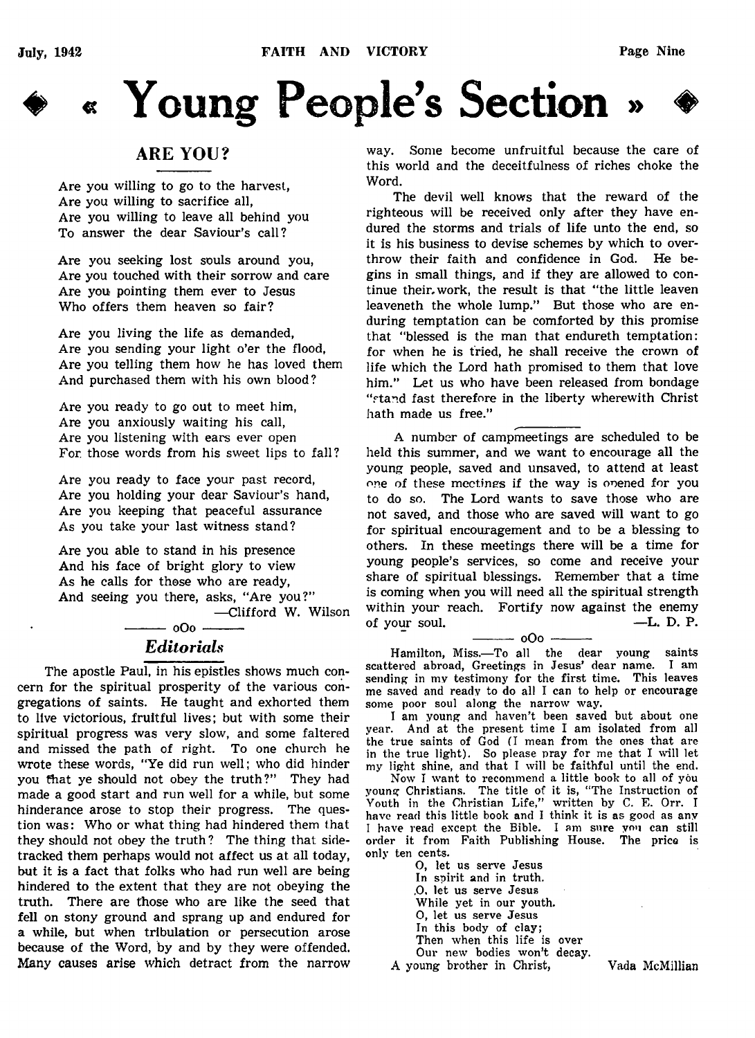# « Young People's Section »

## ARE YOU?

Are you willing to go to the harvest,
Are you willing to sacrifice all,
Are you willing to leave all behind you
To answer the dear Saviour's call?

Are you seeking lost souls around you,
Are you touched with their sorrow and care
Are you pointing them ever to Jesus
Who offers them heaven so fair?

Are you living the life as demanded,
Are you sending your light o'er the flood,
Are you telling them how he has loved them
And purchased them with his own blood?

Are you ready to go out to meet him,
Are you anxiously waiting his call,
Are you listening with ears ever open
For those words from his sweet lips to fall?

Are you ready to face your past record,
Are you holding your dear Saviour's hand,
Are you keeping that peaceful assurance
As you take your last witness stand?

Are you able to stand in his presence
And his face of bright glory to view
As he calls for those who are ready,
And seeing you there, asks, "Are you?"

—Clifford W. Wilson

oOo

### *Editorials*

The apostle Paul, in his epistles shows much concern for the spiritual prosperity of the various congregations of saints. He taught and exhorted them to live victorious, fruitful lives; but with some their spiritual progress was very slow, and some faltered and missed the path of right. To one church he wrote these words, "Ye did run well; who did hinder you that ye should not obey the truth?" They had made a good start and run well for a while, but some hinderance arose to stop their progress. The question was: Who or what thing had hindered them that they should not obey the truth? The thing that side-tracked them perhaps would not affect us at all today, but it is a fact that folks who had run well are being hindered to the extent that they are not obeying the truth. There are those who are like the seed that fell on stony ground and sprang up and endured for a while, but when tribulation or persecution arose because of the Word, by and by they were offended. Many causes arise which detract from the narrow way. Some become unfruitful because the care of this world and the deceitfulness of riches choke the Word.

The devil well knows that the reward of the righteous will be received only after they have endured the storms and trials of life unto the end, so it is his business to devise schemes by which to overthrow their faith and confidence in God. He begins in small things, and if they are allowed to continue their work, the result is that "the little leaven leaveneth the whole lump." But those who are enduring temptation can be comforted by this promise that "blessed is the man that endureth temptation: for when he is tried, he shall receive the crown of life which the Lord hath promised to them that love him." Let us who have been released from bondage "stand fast therefore in the liberty wherewith Christ hath made us free."

---

A number of campmeetings are scheduled to be held this summer, and we want to encourage all the young people, saved and unsaved, to attend at least one of these meetings if the way is opened for you to do so. The Lord wants to save those who are not saved, and those who are saved will want to go for spiritual encouragement and to be a blessing to others. In these meetings there will be a time for young people's services, so come and receive your share of spiritual blessings. Remember that a time is coming when you will need all the spiritual strength within your reach. Fortify now against the enemy of your soul. —L. D. P.

oOo

Hamilton, Miss.—To all the dear young saints scattered abroad, Greetings in Jesus' dear name. I am sending in my testimony for the first time. This leaves me saved and ready to do all I can to help or encourage some poor soul along the narrow way.

I am young and haven't been saved but about one year. And at the present time I am isolated from all the true saints of God (I mean from the ones that are in the true light). So please pray for me that I will let my light shine, and that I will be faithful until the end.

Now I want to recommend a little book to all of you young Christians. The title of it is, "The Instruction of Youth in the Christian Life," written by C. E. Orr. I have read this little book and I think it is as good as any I have read except the Bible. I am sure you can still order it from Faith Publishing House. The price is only ten cents.

O, let us serve Jesus
In spirit and in truth.
O, let us serve Jesus
While yet in our youth.
O, let us serve Jesus
In this body of clay;
Then when this life is over
Our new bodies won't decay.

A young brother in Christ, Vada McMillian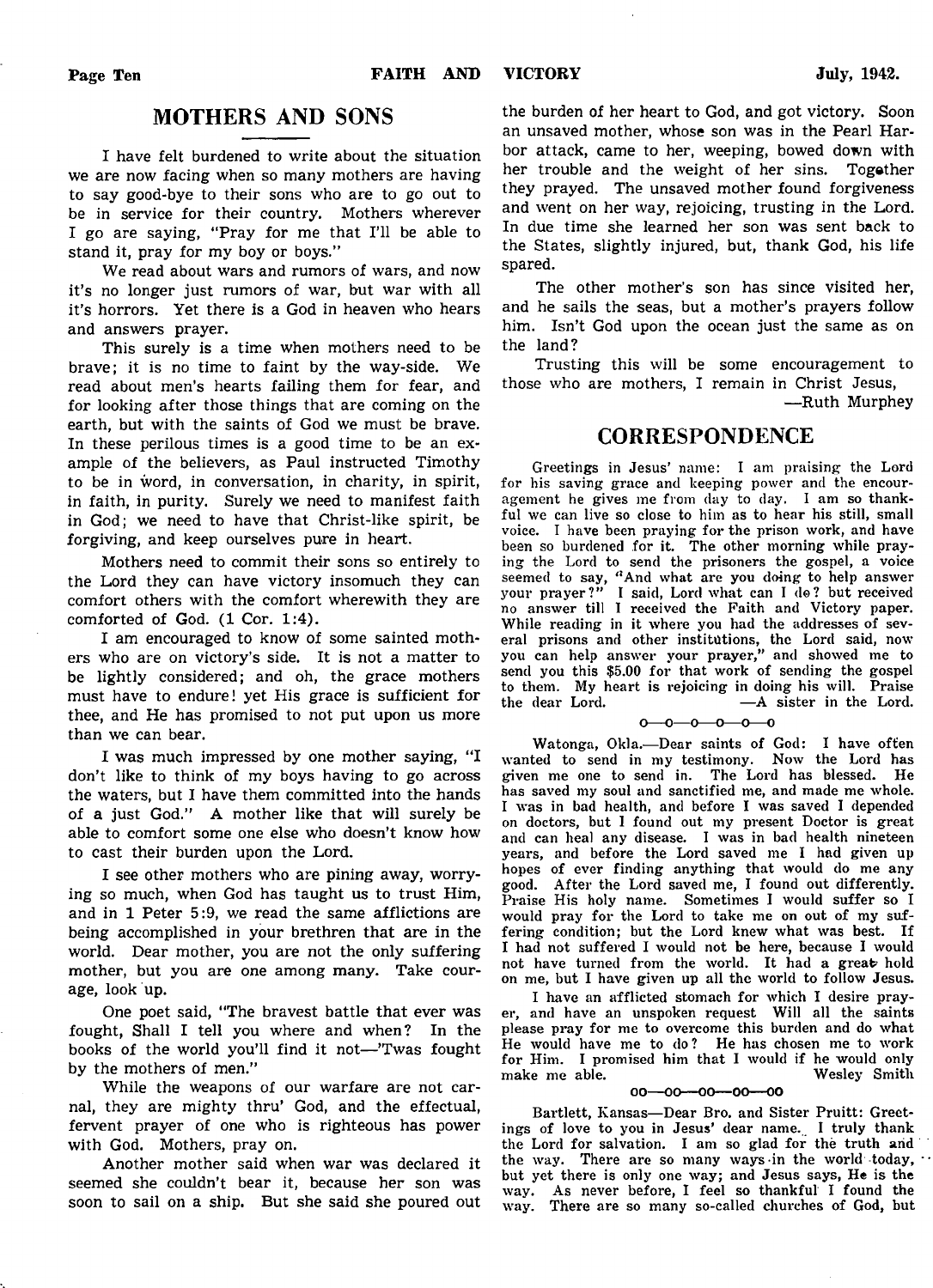## MOTHERS AND SONS

I have felt burdened to write about the situation we are now facing when so many mothers are having to say good-bye to their sons who are to go out to be in service for their country. Mothers wherever I go are saying, "Pray for me that I'll be able to stand it, pray for my boy or boys."

We read about wars and rumors of wars, and now it's no longer just rumors of war, but war with all it's horrors. Yet there is a God in heaven who hears and answers prayer.

This surely is a time when mothers need to be brave; it is no time to faint by the way-side. We read about men's hearts failing them for fear, and for looking after those things that are coming on the earth, but with the saints of God we must be brave. In these perilous times is a good time to be an example of the believers, as Paul instructed Timothy to be in word, in conversation, in charity, in spirit, in faith, in purity. Surely we need to manifest faith in God; we need to have that Christ-like spirit, be forgiving, and keep ourselves pure in heart.

Mothers need to commit their sons so entirely to the Lord they can have victory insomuch they can comfort others with the comfort wherewith they are comforted of God. (1 Cor. 1:4).

I am encouraged to know of some sainted mothers who are on victory's side. It is not a matter to be lightly considered; and oh, the grace mothers must have to endure! yet His grace is sufficient for thee, and He has promised to not put upon us more than we can bear.

I was much impressed by one mother saying, "I don't like to think of my boys having to go across the waters, but I have them committed into the hands of a just God." A mother like that will surely be able to comfort some one else who doesn't know how to cast their burden upon the Lord.

I see other mothers who are pining away, worrying so much, when God has taught us to trust Him, and in 1 Peter 5:9, we read the same afflictions are being accomplished in your brethren that are in the world. Dear mother, you are not the only suffering mother, but you are one among many. Take courage, look up.

One poet said, "The bravest battle that ever was fought, Shall I tell you where and when? In the books of the world you'll find it not—'Twas fought by the mothers of men."

While the weapons of our warfare are not carnal, they are mighty thru' God, and the effectual, fervent prayer of one who is righteous has power with God. Mothers, pray on.

Another mother said when war was declared it seemed she couldn't bear it, because her son was soon to sail on a ship. But she said she poured out the burden of her heart to God, and got victory. Soon an unsaved mother, whose son was in the Pearl Harbor attack, came to her, weeping, bowed down with her trouble and the weight of her sins. Together they prayed. The unsaved mother found forgiveness and went on her way, rejoicing, trusting in the Lord. In due time she learned her son was sent back to the States, slightly injured, but, thank God, his life spared.

The other mother's son has since visited her, and he sails the seas, but a mother's prayers follow him. Isn't God upon the ocean just the same as on the land?

Trusting this will be some encouragement to those who are mothers, I remain in Christ Jesus,

—Ruth Murphey

## CORRESPONDENCE

Greetings in Jesus' name: I am praising the Lord for his saving grace and keeping power and the encouragement he gives me from day to day. I am so thankful we can live so close to him as to hear his still, small voice. I have been praying for the prison work, and have been so burdened for it. The other morning while praying the Lord to send the prisoners the gospel, a voice seemed to say, "And what are you doing to help answer your prayer?" I said, Lord what can I do? but received no answer till I received the Faith and Victory paper. While reading in it where you had the addresses of several prisons and other institutions, the Lord said, now you can help answer your prayer," and showed me to send you this $5.00 for that work of sending the gospel to them. My heart is rejoicing in doing his will. Praise the dear Lord. —A sister in the Lord.

o—o—o—o—o—o

Watonga, Okla.—Dear saints of God: I have often wanted to send in my testimony. Now the Lord has given me one to send in. The Lord has blessed. He has saved my soul and sanctified me, and made me whole. I was in bad health, and before I was saved I depended on doctors, but I found out my present Doctor is great and can heal any disease. I was in bad health nineteen years, and before the Lord saved me I had given up hopes of ever finding anything that would do me any good. After the Lord saved me, I found out differently. Praise His holy name. Sometimes I would suffer so I would pray for the Lord to take me on out of my suffering condition; but the Lord knew what was best. If I had not suffered I would not be here, because I would not have turned from the world. It had a great hold on me, but I have given up all the world to follow Jesus.

I have an afflicted stomach for which I desire prayer, and have an unspoken request Will all the saints please pray for me to overcome this burden and do what He would have me to do? He has chosen me to work for Him. I promised him that I would if he would only make me able. Wesley Smith

oo—oo—oo—oo—oo

Bartlett, Kansas—Dear Bro. and Sister Pruitt: Greetings of love to you in Jesus' dear name. I truly thank the Lord for salvation. I am so glad for the truth and the way. There are so many ways in the world today, but yet there is only one way; and Jesus says, He is the way. As never before, I feel so thankful I found the way. There are so many so-called churches of God, but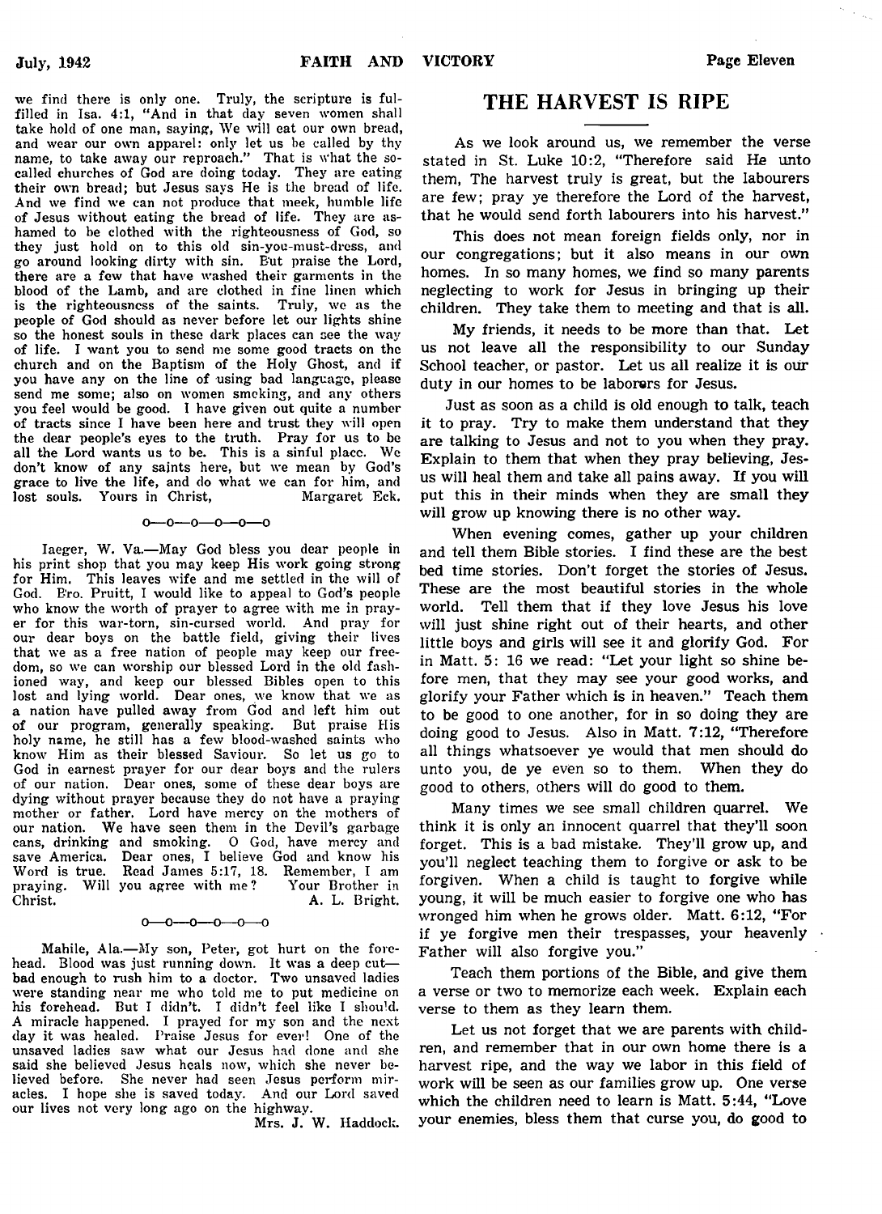we find there is only one. Truly, the scripture is fulfilled in Isa. 4:1, "And in that day seven women shall take hold of one man, saying, We will eat our own bread, and wear our own apparel: only let us be called by thy name, to take away our reproach." That is what the so-called churches of God are doing today. They are eating their own bread; but Jesus says He is the bread of life. And we find we can not produce that meek, humble life of Jesus without eating the bread of life. They are ashamed to be clothed with the righteousness of God, so they just hold on to this old sin-you-must-dress, and go around looking dirty with sin. But praise the Lord, there are a few that have washed their garments in the blood of the Lamb, and are clothed in fine linen which is the righteousness of the saints. Truly, we as the people of God should as never before let our lights shine so the honest souls in these dark places can see the way of life. I want you to send me some good tracts on the church and on the Baptism of the Holy Ghost, and if you have any on the line of using bad language, please send me some; also on women smoking, and any others you feel would be good. I have given out quite a number of tracts since I have been here and trust they will open the dear people's eyes to the truth. Pray for us to be all the Lord wants us to be. This is a sinful place. We don't know of any saints here, but we mean by God's grace to live the life, and do what we can for him, and lost souls. Yours in Christ, Margaret Eck.

o—o—o—o—o—o

Iaeger, W. Va.—May God bless you dear people in his print shop that you may keep His work going strong for Him. This leaves wife and me settled in the will of God. Bro. Pruitt, I would like to appeal to God's people who know the worth of prayer to agree with me in prayer for this war-torn, sin-cursed world. And pray for our dear boys on the battle field, giving their lives that we as a free nation of people may keep our freedom, so we can worship our blessed Lord in the old fashioned way, and keep our blessed Bibles open to this lost and lying world. Dear ones, we know that we as a nation have pulled away from God and left him out of our program, generally speaking. But praise His holy name, he still has a few blood-washed saints who know Him as their blessed Saviour. So let us go to God in earnest prayer for our dear boys and the rulers of our nation. Dear ones, some of these dear boys are dying without prayer because they do not have a praying mother or father. Lord have mercy on the mothers of our nation. We have seen them in the Devil's garbage cans, drinking and smoking. O God, have mercy and save America. Dear ones, I believe God and know his Word is true. Read James 5:17, 18. Remember, I am praying. Will you agree with me? Your Brother in Christ. A. L. Bright.

o—o—o—o—o—o

Mahile, Ala.—My son, Peter, got hurt on the forehead. Blood was just running down. It was a deep cut—bad enough to rush him to a doctor. Two unsaved ladies were standing near me who told me to put medicine on his forehead. But I didn't. I didn't feel like I should. A miracle happened. I prayed for my son and the next day it was healed. Praise Jesus for ever! One of the unsaved ladies saw what our Jesus had done and she said she believed Jesus heals now, which she never believed before. She never had seen Jesus perform miracles. I hope she is saved today. And our Lord saved our lives not very long ago on the highway.

Mrs. J. W. Haddock.

# THE HARVEST IS RIPE

As we look around us, we remember the verse stated in St. Luke 10:2, "Therefore said He unto them, The harvest truly is great, but the labourers are few; pray ye therefore the Lord of the harvest, that he would send forth labourers into his harvest."

This does not mean foreign fields only, nor in our congregations; but it also means in our own homes. In so many homes, we find so many parents neglecting to work for Jesus in bringing up their children. They take them to meeting and that is all.

My friends, it needs to be more than that. Let us not leave all the responsibility to our Sunday School teacher, or pastor. Let us all realize it is our duty in our homes to be laborers for Jesus.

Just as soon as a child is old enough to talk, teach it to pray. Try to make them understand that they are talking to Jesus and not to you when they pray. Explain to them that when they pray believing, Jesus will heal them and take all pains away. If you will put this in their minds when they are small they will grow up knowing there is no other way.

When evening comes, gather up your children and tell them Bible stories. I find these are the best bed time stories. Don't forget the stories of Jesus. These are the most beautiful stories in the whole world. Tell them that if they love Jesus his love will just shine right out of their hearts, and other little boys and girls will see it and glorify God. For in Matt. 5: 16 we read: "Let your light so shine before men, that they may see your good works, and glorify your Father which is in heaven." Teach them to be good to one another, for in so doing they are doing good to Jesus. Also in Matt. 7:12, "Therefore all things whatsoever ye would that men should do unto you, de ye even so to them. When they do good to others, others will do good to them.

Many times we see small children quarrel. We think it is only an innocent quarrel that they'll soon forget. This is a bad mistake. They'll grow up, and you'll neglect teaching them to forgive or ask to be forgiven. When a child is taught to forgive while young, it will be much easier to forgive one who has wronged him when he grows older. Matt. 6:12, "For if ye forgive men their trespasses, your heavenly Father will also forgive you."

Teach them portions of the Bible, and give them a verse or two to memorize each week. Explain each verse to them as they learn them.

Let us not forget that we are parents with children, and remember that in our own home there is a harvest ripe, and the way we labor in this field of work will be seen as our families grow up. One verse which the children need to learn is Matt. 5:44, "Love your enemies, bless them that curse you, do good to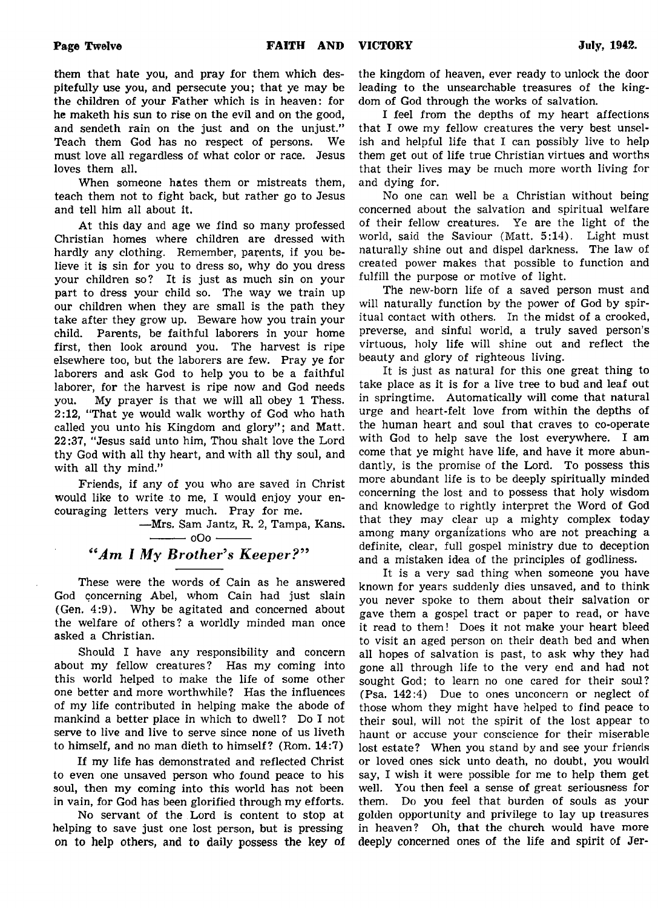them that hate you, and pray for them which despitefully use you, and persecute you; that ye may be the children of your Father which is in heaven: for he maketh his sun to rise on the evil and on the good, and sendeth rain on the just and on the unjust." Teach them God has no respect of persons. We must love all regardless of what color or race. Jesus loves them all.

When someone hates them or mistreats them, teach them not to fight back, but rather go to Jesus and tell him all about it.

At this day and age we find so many professed Christian homes where children are dressed with hardly any clothing. Remember, parents, if you believe it is sin for you to dress so, why do you dress your children so? It is just as much sin on your part to dress your child so. The way we train up our children when they are small is the path they take after they grow up. Beware how you train your child. Parents, be faithful laborers in your home first, then look around you. The harvest is ripe elsewhere too, but the laborers are few. Pray ye for laborers and ask God to help you to be a faithful laborer, for the harvest is ripe now and God needs you. My prayer is that we will all obey 1 Thess. 2:12, "That ye would walk worthy of God who hath called you unto his Kingdom and glory"; and Matt. 22:37, "Jesus said unto him, Thou shalt love the Lord thy God with all thy heart, and with all thy soul, and with all thy mind."

Friends, if any of you who are saved in Christ would like to write to me, I would enjoy your encouraging letters very much. Pray for me.

—Mrs. Sam Jantz, R. 2, Tampa, Kans.

——— oOo ———

## *"Am I My Brother's Keeper?"*

These were the words of Cain as he answered God concerning Abel, whom Cain had just slain (Gen. 4:9). Why be agitated and concerned about the welfare of others? a worldly minded man once asked a Christian.

Should I have any responsibility and concern about my fellow creatures? Has my coming into this world helped to make the life of some other one better and more worthwhile? Has the influences of my life contributed in helping make the abode of mankind a better place in which to dwell? Do I not serve to live and live to serve since none of us liveth to himself, and no man dieth to himself? (Rom. 14:7)

If my life has demonstrated and reflected Christ to even one unsaved person who found peace to his soul, then my coming into this world has not been in vain, for God has been glorified through my efforts.

No servant of the Lord is content to stop at helping to save just one lost person, but is pressing on to help others, and to daily possess the key of the kingdom of heaven, ever ready to unlock the door leading to the unsearchable treasures of the kingdom of God through the works of salvation.

I feel from the depths of my heart affections that I owe my fellow creatures the very best unselfish and helpful life that I can possibly live to help them get out of life true Christian virtues and worths that their lives may be much more worth living for and dying for.

No one can well be a Christian without being concerned about the salvation and spiritual welfare of their fellow creatures. Ye are the light of the world, said the Saviour (Matt. 5:14). Light must naturally shine out and dispel darkness. The law of created power makes that possible to function and fulfill the purpose or motive of light.

The new-born life of a saved person must and will naturally function by the power of God by spiritual contact with others. In the midst of a crooked, preverse, and sinful world, a truly saved person's virtuous, holy life will shine out and reflect the beauty and glory of righteous living.

It is just as natural for this one great thing to take place as it is for a live tree to bud and leaf out in springtime. Automatically will come that natural urge and heart-felt love from within the depths of the human heart and soul that craves to co-operate with God to help save the lost everywhere. I am come that ye might have life, and have it more abundantly, is the promise of the Lord. To possess this more abundant life is to be deeply spiritually minded concerning the lost and to possess that holy wisdom and knowledge to rightly interpret the Word of God that they may clear up a mighty complex today among many organizations who are not preaching a definite, clear, full gospel ministry due to deception and a mistaken idea of the principles of godliness.

It is a very sad thing when someone you have known for years suddenly dies unsaved, and to think you never spoke to them about their salvation or gave them a gospel tract or paper to read, or have it read to them! Does it not make your heart bleed to visit an aged person on their death bed and when all hopes of salvation is past, to ask why they had gone all through life to the very end and had not sought God; to learn no one cared for their soul? (Psa. 142:4) Due to ones unconcern or neglect of those whom they might have helped to find peace to their soul, will not the spirit of the lost appear to haunt or accuse your conscience for their miserable lost estate? When you stand by and see your friends or loved ones sick unto death, no doubt, you would say, I wish it were possible for me to help them get well. You then feel a sense of great seriousness for them. Do you feel that burden of souls as your golden opportunity and privilege to lay up treasures in heaven? Oh, that the church would have more deeply concerned ones of the life and spirit of Jer-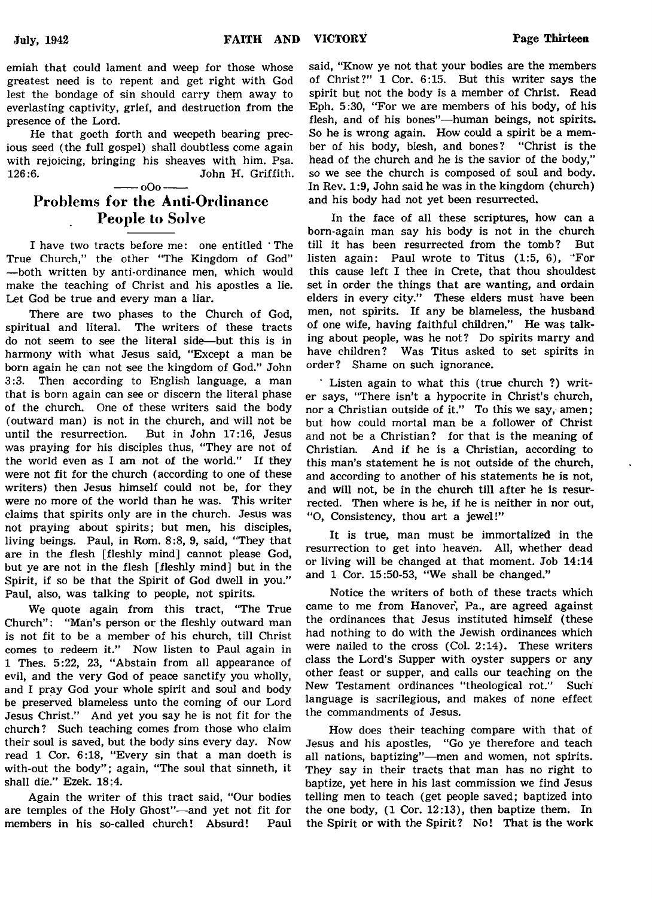emiah that could lament and weep for those whose greatest need is to repent and get right with God lest the bondage of sin should carry them away to everlasting captivity, grief, and destruction from the presence of the Lord.

He that goeth forth and weepeth bearing precious seed (the full gospel) shall doubtless come again with rejoicing, bringing his sheaves with him. Psa. 126:6. John H. Griffith.

—— oOo ——

## Problems for the Anti-Ordinance People to Solve

I have two tracts before me: one entitled "The True Church," the other "The Kingdom of God"—both written by anti-ordinance men, which would make the teaching of Christ and his apostles a lie. Let God be true and every man a liar.

There are two phases to the Church of God, spiritual and literal. The writers of these tracts do not seem to see the literal side—but this is in harmony with what Jesus said, "Except a man be born again he can not see the kingdom of God." John 3:3. Then according to English language, a man that is born again can see or discern the literal phase of the church. One of these writers said the body (outward man) is not in the church, and will not be until the resurrection. But in John 17:16, Jesus was praying for his disciples thus, "They are not of the world even as I am not of the world." If they were not fit for the church (according to one of these writers) then Jesus himself could not be, for they were no more of the world than he was. This writer claims that spirits only are in the church. Jesus was not praying about spirits; but men, his disciples, living beings. Paul, in Rom. 8:8, 9, said, "They that are in the flesh [fleshly mind] cannot please God, but ye are not in the flesh [fleshly mind] but in the Spirit, if so be that the Spirit of God dwell in you." Paul, also, was talking to people, not spirits.

We quote again from this tract, "The True Church": "Man's person or the fleshly outward man is not fit to be a member of his church, till Christ comes to redeem it." Now listen to Paul again in 1 Thes. 5:22, 23, "Abstain from all appearance of evil, and the very God of peace sanctify you wholly, and I pray God your whole spirit and soul and body be preserved blameless unto the coming of our Lord Jesus Christ." And yet you say he is not fit for the church? Such teaching comes from those who claim their soul is saved, but the body sins every day. Now read 1 Cor. 6:18, "Every sin that a man doeth is with-out the body"; again, "The soul that sinneth, it shall die." Ezek. 18:4.

Again the writer of this tract said, "Our bodies are temples of the Holy Ghost"—and yet not fit for members in his so-called church! Absurd! Paul said, "Know ye not that your bodies are the members of Christ?" 1 Cor. 6:15. But this writer says the spirit but not the body is a member of Christ. Read Eph. 5:30, "For we are members of his body, of his flesh, and of his bones"—human beings, not spirits. So he is wrong again. How could a spirit be a member of his body, blesh, and bones? "Christ is the head of the church and he is the savior of the body," so we see the church is composed of soul and body. In Rev. 1:9, John said he was in the kingdom (church) and his body had not yet been resurrected.

In the face of all these scriptures, how can a born-again man say his body is not in the church till it has been resurrected from the tomb? But listen again: Paul wrote to Titus (1:5, 6), "For this cause left I thee in Crete, that thou shouldest set in order the things that are wanting, and ordain elders in every city." These elders must have been men, not spirits. If any be blameless, the husband of one wife, having faithful children." He was talking about people, was he not? Do spirits marry and have children? Was Titus asked to set spirits in order? Shame on such ignorance.

Listen again to what this (true church ?) writer says, "There isn't a hypocrite in Christ's church, nor a Christian outside of it." To this we say, amen; but how could mortal man be a follower of Christ and not be a Christian? for that is the meaning of Christian. And if he is a Christian, according to this man's statement he is not outside of the church, and according to another of his statements he is not, and will not, be in the church till after he is resurrected. Then where is he, if he is neither in nor out, "O, Consistency, thou art a jewel!"

It is true, man must be immortalized in the resurrection to get into heaven. All, whether dead or living will be changed at that moment. Job 14:14 and 1 Cor. 15:50-53, "We shall be changed."

Notice the writers of both of these tracts which came to me from Hanover, Pa., are agreed against the ordinances that Jesus instituted himself (these had nothing to do with the Jewish ordinances which were nailed to the cross (Col. 2:14). These writers class the Lord's Supper with oyster suppers or any other feast or supper, and calls our teaching on the New Testament ordinances "theological rot." Such language is sacrilegious, and makes of none effect the commandments of Jesus.

How does their teaching compare with that of Jesus and his apostles, "Go ye therefore and teach all nations, baptizing"—men and women, not spirits. They say in their tracts that man has no right to baptize, yet here in his last commission we find Jesus telling men to teach (get people saved; baptized into the one body, (1 Cor. 12:13), then baptize them. In the Spirit or with the Spirit? No! That is the work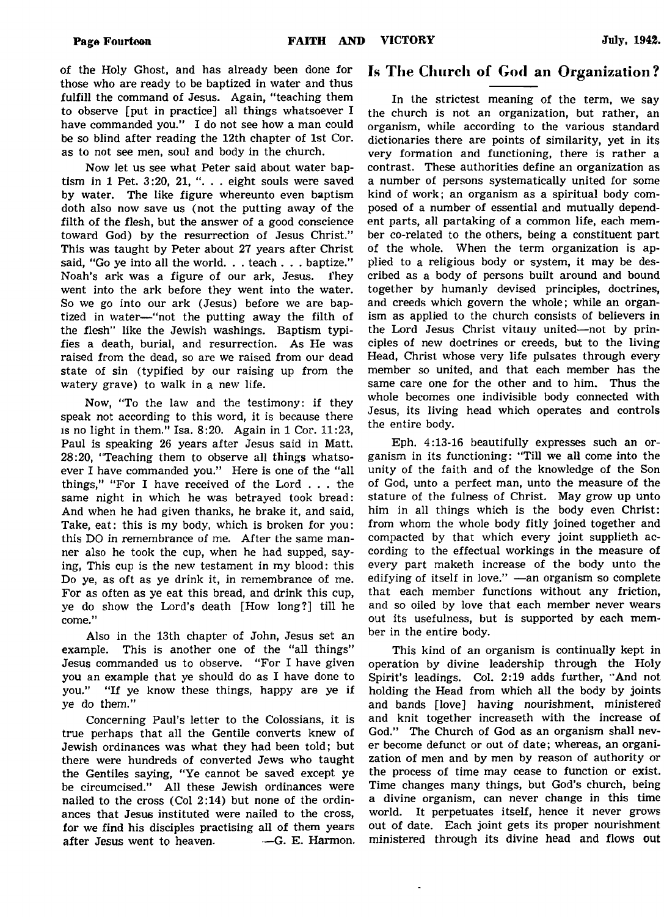of the Holy Ghost, and has already been done for those who are ready to be baptized in water and thus fulfill the command of Jesus. Again, "teaching them to observe [put in practice] all things whatsoever I have commanded you." I do not see how a man could be so blind after reading the 12th chapter of 1st Cor. as to not see men, soul and body in the church.

Now let us see what Peter said about water baptism in 1 Pet. 3:20, 21, ". . . eight souls were saved by water. The like figure whereunto even baptism doth also now save us (not the putting away of the filth of the flesh, but the answer of a good conscience toward God) by the resurrection of Jesus Christ." This was taught by Peter about 27 years after Christ said, "Go ye into all the world. . . teach . . . baptize." Noah's ark was a figure of our ark, Jesus. They went into the ark before they went into the water. So we go into our ark (Jesus) before we are baptized in water—"not the putting away the filth of the flesh" like the Jewish washings. Baptism typifies a death, burial, and resurrection. As He was raised from the dead, so are we raised from our dead state of sin (typified by our raising up from the watery grave) to walk in a new life.

Now, "To the law and the testimony: if they speak not according to this word, it is because there is no light in them." Isa. 8:20. Again in 1 Cor. 11:23, Paul is speaking 26 years after Jesus said in Matt. 28:20, "Teaching them to observe all things whatsoever I have commanded you." Here is one of the "all things," "For I have received of the Lord . . . the same night in which he was betrayed took bread: And when he had given thanks, he brake it, and said, Take, eat: this is my body, which is broken for you: this DO in remembrance of me. After the same manner also he took the cup, when he had supped, saying, This cup is the new testament in my blood: this Do ye, as oft as ye drink it, in remembrance of me. For as often as ye eat this bread, and drink this cup, ye do show the Lord's death [How long?] till he come."

Also in the 13th chapter of John, Jesus set an example. This is another one of the "all things" Jesus commanded us to observe. "For I have given you an example that ye should do as I have done to you." "If ye know these things, happy are ye if ye do them."

Concerning Paul's letter to the Colossians, it is true perhaps that all the Gentile converts knew of Jewish ordinances was what they had been told; but there were hundreds of converted Jews who taught the Gentiles saying, "Ye cannot be saved except ye be circumcised." All these Jewish ordinances were nailed to the cross (Col 2:14) but none of the ordinances that Jesus instituted were nailed to the cross, for we find his disciples practising all of them years after Jesus went to heaven. —G. E. Harmon.

## Is The Church of God an Organization?

In the strictest meaning of the term, we say the church is not an organization, but rather, an organism, while according to the various standard dictionaries there are points of similarity, yet in its very formation and functioning, there is rather a contrast. These authorities define an organization as a number of persons systematically united for some kind of work; an organism as a spiritual body composed of a number of essential and mutually dependent parts, all partaking of a common life, each member co-related to the others, being a constituent part of the whole. When the term organization is applied to a religious body or system, it may be described as a body of persons built around and bound together by humanly devised principles, doctrines, and creeds which govern the whole; while an organism as applied to the church consists of believers in the Lord Jesus Christ vitally united—not by principles of new doctrines or creeds, but to the living Head, Christ whose very life pulsates through every member so united, and that each member has the same care one for the other and to him. Thus the whole becomes one indivisible body connected with Jesus, its living head which operates and controls the entire body.

Eph. 4:13-16 beautifully expresses such an organism in its functioning: "Till we all come into the unity of the faith and of the knowledge of the Son of God, unto a perfect man, unto the measure of the stature of the fulness of Christ. May grow up unto him in all things which is the body even Christ: from whom the whole body fitly joined together and compacted by that which every joint supplieth according to the effectual workings in the measure of every part maketh increase of the body unto the edifying of itself in love." —an organism so complete that each member functions without any friction, and so oiled by love that each member never wears out its usefulness, but is supported by each member in the entire body.

This kind of an organism is continually kept in operation by divine leadership through the Holy Spirit's leadings. Col. 2:19 adds further, "And not holding the Head from which all the body by joints and bands [love] having nourishment, ministered and knit together increaseth with the increase of God." The Church of God as an organism shall never become defunct or out of date; whereas, an organization of men and by men by reason of authority or the process of time may cease to function or exist. Time changes many things, but God's church, being a divine organism, can never change in this time world. It perpetuates itself, hence it never grows out of date. Each joint gets its proper nourishment ministered through its divine head and flows out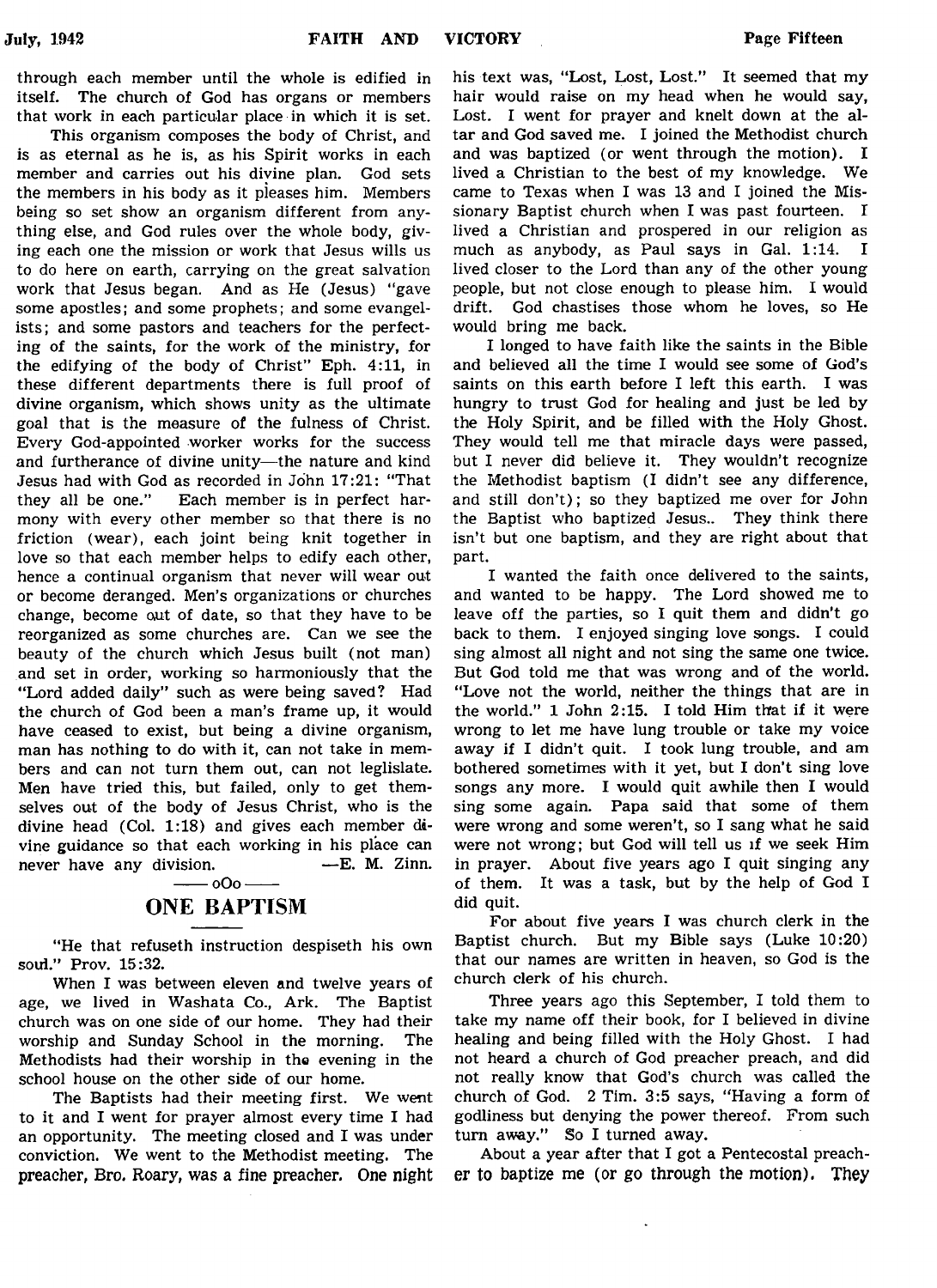through each member until the whole is edified in itself. The church of God has organs or members that work in each particular place in which it is set.

This organism composes the body of Christ, and is as eternal as he is, as his Spirit works in each member and carries out his divine plan. God sets the members in his body as it pleases him. Members being so set show an organism different from anything else, and God rules over the whole body, giving each one the mission or work that Jesus wills us to do here on earth, carrying on the great salvation work that Jesus began. And as He (Jesus) "gave some apostles; and some prophets; and some evangelists; and some pastors and teachers for the perfecting of the saints, for the work of the ministry, for the edifying of the body of Christ" Eph. 4:11, in these different departments there is full proof of divine organism, which shows unity as the ultimate goal that is the measure of the fulness of Christ. Every God-appointed worker works for the success and furtherance of divine unity—the nature and kind Jesus had with God as recorded in John 17:21: "That they all be one." Each member is in perfect harmony with every other member so that there is no friction (wear), each joint being knit together in love so that each member helps to edify each other, hence a continual organism that never will wear out or become deranged. Men's organizations or churches change, become out of date, so that they have to be reorganized as some churches are. Can we see the beauty of the church which Jesus built (not man) and set in order, working so harmoniously that the "Lord added daily" such as were being saved? Had the church of God been a man's frame up, it would have ceased to exist, but being a divine organism, man has nothing to do with it, can not take in members and can not turn them out, can not leglislate. Men have tried this, but failed, only to get themselves out of the body of Jesus Christ, who is the divine head (Col. 1:18) and gives each member divine guidance so that each working in his place can never have any division. —E. M. Zinn.

—— oOo ——

## ONE BAPTISM

"He that refuseth instruction despiseth his own soul." Prov. 15:32.

When I was between eleven and twelve years of age, we lived in Washata Co., Ark. The Baptist church was on one side of our home. They had their worship and Sunday School in the morning. The Methodists had their worship in the evening in the school house on the other side of our home.

The Baptists had their meeting first. We went to it and I went for prayer almost every time I had an opportunity. The meeting closed and I was under conviction. We went to the Methodist meeting. The preacher, Bro. Roary, was a fine preacher. One night his text was, "Lost, Lost, Lost." It seemed that my hair would raise on my head when he would say, Lost. I went for prayer and knelt down at the altar and God saved me. I joined the Methodist church and was baptized (or went through the motion). I lived a Christian to the best of my knowledge. We came to Texas when I was 13 and I joined the Missionary Baptist church when I was past fourteen. I lived a Christian and prospered in our religion as much as anybody, as Paul says in Gal. 1:14. I lived closer to the Lord than any of the other young people, but not close enough to please him. I would drift. God chastises those whom he loves, so He would bring me back.

I longed to have faith like the saints in the Bible and believed all the time I would see some of God's saints on this earth before I left this earth. I was hungry to trust God for healing and just be led by the Holy Spirit, and be filled with the Holy Ghost. They would tell me that miracle days were passed, but I never did believe it. They wouldn't recognize the Methodist baptism (I didn't see any difference, and still don't); so they baptized me over for John the Baptist who baptized Jesus.. They think there isn't but one baptism, and they are right about that part.

I wanted the faith once delivered to the saints, and wanted to be happy. The Lord showed me to leave off the parties, so I quit them and didn't go back to them. I enjoyed singing love songs. I could sing almost all night and not sing the same one twice. But God told me that was wrong and of the world. "Love not the world, neither the things that are in the world." 1 John 2:15. I told Him that if it were wrong to let me have lung trouble or take my voice away if I didn't quit. I took lung trouble, and am bothered sometimes with it yet, but I don't sing love songs any more. I would quit awhile then I would sing some again. Papa said that some of them were wrong and some weren't, so I sang what he said were not wrong; but God will tell us if we seek Him in prayer. About five years ago I quit singing any of them. It was a task, but by the help of God I did quit.

For about five years I was church clerk in the Baptist church. But my Bible says (Luke 10:20) that our names are written in heaven, so God is the church clerk of his church.

Three years ago this September, I told them to take my name off their book, for I believed in divine healing and being filled with the Holy Ghost. I had not heard a church of God preacher preach, and did not really know that God's church was called the church of God. 2 Tim. 3:5 says, "Having a form of godliness but denying the power thereof. From such turn away." So I turned away.

About a year after that I got a Pentecostal preacher to baptize me (or go through the motion). They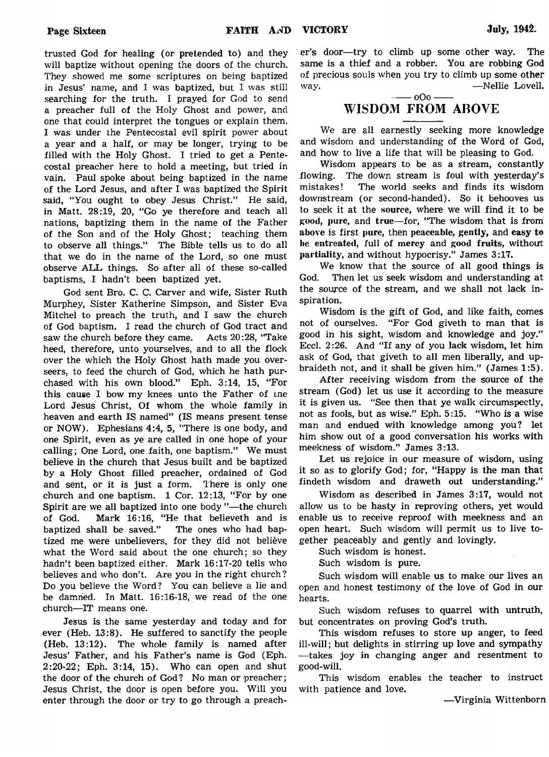trusted God for healing (or pretended to) and they will baptize without opening the doors of the church. They showed me some scriptures on being baptized in Jesus' name, and I was baptized, but I was still searching for the truth. I prayed for God to send a preacher full of the Holy Ghost and power, and one that could interpret the tongues or explain them. I was under the Pentecostal evil spirit power about a year and a half, or may be longer, trying to be filled with the Holy Ghost. I tried to get a Pentecostal preacher here to hold a meeting, but tried in vain. Paul spoke about being baptized in the name of the Lord Jesus, and after I was baptized the Spirit said, "You ought to obey Jesus Christ." He said, in Matt. 28:19, 20, "Go ye therefore and teach all nations, baptizing them in the name of the Father of the Son and of the Holy Ghost; teaching them to observe all things." The Bible tells us to do all that we do in the name of the Lord, so one must observe ALL things. So after all of these so-called baptisms, I hadn't been baptized yet.

God sent Bro. C. C. Carver and wife, Sister Ruth Murphey, Sister Katherine Simpson, and Sister Eva Mitchel to preach the truth, and I saw the church of God baptism. I read the church of God tract and saw the church before they came. Acts 20:28, "Take heed, therefore, unto yourselves, and to all the flock over the which the Holy Ghost hath made you overseers, to feed the church of God, which he hath purchased with his own blood." Eph. 3:14, 15, "For this cause I bow my knees unto the Father of the Lord Jesus Christ, Of whom the whole family in heaven and earth IS named" (IS means present tense or NOW). Ephesians 4:4, 5, "There is one body, and one Spirit, even as ye are called in one hope of your calling; One Lord, one faith, one baptism." We must believe in the church that Jesus built and be baptized by a Holy Ghost filled preacher, ordained of God and sent, or it is just a form. There is only one church and one baptism. 1 Cor. 12:13, "For by one Spirit are we all baptized into one body"—the church of God. Mark 16:16, "He that believeth and is baptized shall be saved." The ones who had baptized me were unbelievers, for they did not believe what the Word said about the one church; so they hadn't been baptized either. Mark 16:17-20 tells who believes and who don't. Are you in the right church? Do you believe the Word? You can believe a lie and be damned. In Matt. 16:16-18, we read of the one church—IT means one.

Jesus is the same yesterday and today and for ever (Heb. 13:8). He suffered to sanctify the people (Heb. 13:12). The whole family is named after Jesus' Father, and his Father's name is God (Eph. 2:20-22; Eph. 3:14, 15). Who can open and shut the door of the church of God? No man or preacher; Jesus Christ, the door is open before you. Will you enter through the door or try to go through a preacher's door—try to climb up some other way. The same is a thief and a robber. You are robbing God of precious souls when you try to climb up some other way.

—Nellie Lovell.

—— oOo ——

## WISDOM FROM ABOVE

We are all earnestly seeking more knowledge and wisdom and understanding of the Word of God, and how to live a life that will be pleasing to God.

Wisdom appears to be as a stream, constantly flowing. The down stream is foul with yesterday's mistakes! The world seeks and finds its wisdom downstream (or second-handed). So it behooves us to seek it at the source, where we will find it to be good, pure, and true—for, "The wisdom that is from above is first pure, then peaceable, gently, and easy to be entreated, full of mercy and good fruits, without partiality, and without hypocrisy." James 3:17.

We know that the source of all good things is God. Then let us seek wisdom and understanding at the source of the stream, and we shall not lack inspiration.

Wisdom is the gift of God, and like faith, comes not of ourselves. "For God giveth to man that is good in his sight, wisdom and knowledge and joy." Eccl. 2:26. And "If any of you lack wisdom, let him ask of God, that giveth to all men liberally, and upbraideth not, and it shall be given him." (James 1:5).

After receiving wisdom from the source of the stream (God) let us use it according to the measure it is given us. "See then that ye walk circumspectly, not as fools, but as wise." Eph. 5:15. "Who is a wise man and endued with knowledge among you? let him show out of a good conversation his works with meekness of wisdom." James 3:13.

Let us rejoice in our measure of wisdom, using it so as to glorify God; for, "Happy is the man that findeth wisdom and draweth out understanding."

Wisdom as described in James 3:17, would not allow us to be hasty in reproving others, yet would enable us to receive reproof with meekness and an open heart. Such wisdom will permit us to live together peaceably and gently and lovingly.

Such wisdom is honest.

Such wisdom is pure.

Such wisdom will enable us to make our lives an open and honest testimony of the love of God in our hearts.

Such wisdom refuses to quarrel with untruth, but concentrates on proving God's truth.

This wisdom refuses to store up anger, to feed ill-will; but delights in stirring up love and sympathy —takes joy in changing anger and resentment to good-will.

This wisdom enables the teacher to instruct with patience and love.

—Virginia Wittenborn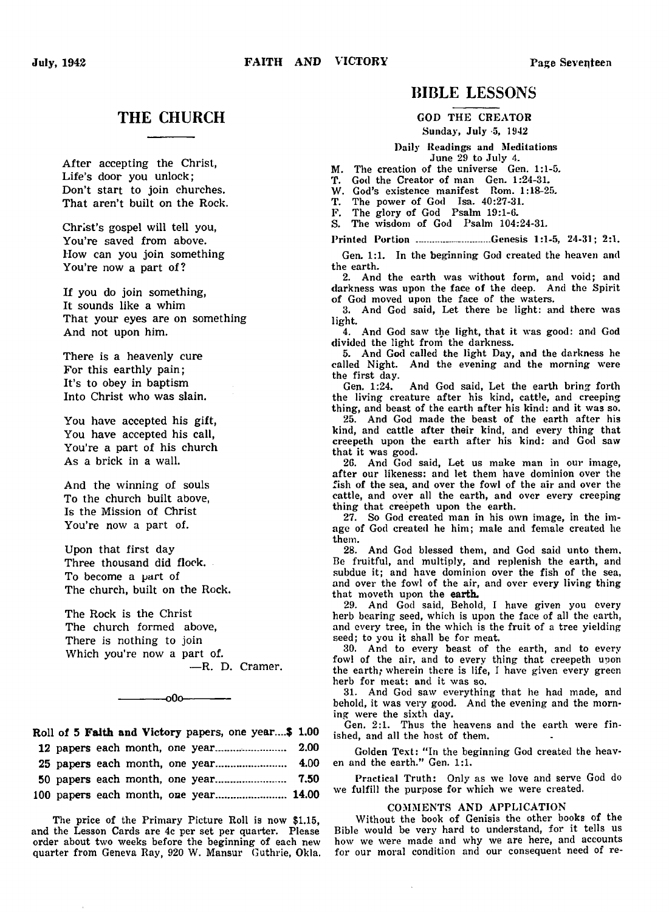## THE CHURCH

After accepting the Christ,
Life's door you unlock;
Don't start to join churches.
That aren't built on the Rock.

Christ's gospel will tell you,
You're saved from above.
How can you join something
You're now a part of?

If you do join something,
It sounds like a whim
That your eyes are on something
And not upon him.

There is a heavenly cure
For this earthly pain;
It's to obey in baptism
Into Christ who was slain.

You have accepted his gift,
You have accepted his call,
You're a part of his church
As a brick in a wall.

And the winning of souls
To the church built above,
Is the Mission of Christ
You're now a part of.

Upon that first day
Three thousand did flock.
To become a part of
The church, built on the Rock.

The Rock is the Christ
The church formed above,
There is nothing to join
Which you're now a part of.

—R. D. Cramer.

—oOo—

| | |
|---|---|
| Roll of 5 **Faith and Victory** papers, one year | $ 1.00 |
| 12 papers each month, one year | 2.00 |
| 25 papers each month, one year | 4.00 |
| 50 papers each month, one year | 7.50 |
| 100 papers each month, one year | 14.00 |

The price of the Primary Picture Roll is now $1.15, and the Lesson Cards are 4c per set per quarter. Please order about two weeks before the beginning of each new quarter from Geneva Ray, 920 W. Mansur Guthrie, Okla.

## BIBLE LESSONS

### GOD THE CREATOR

Sunday, July 5, 1942

Daily Readings and Meditations
June 29 to July 4.

M. The creation of the universe Gen. 1:1-5.
T. God the Creator of man Gen. 1:24-31.
W. God's existence manifest Rom. 1:18-25.
T. The power of God Isa. 40:27-31.
F. The glory of God Psalm 19:1-6.
S. The wisdom of God Psalm 104:24-31.

Printed Portion ..........................Genesis 1:1-5, 24-31; 2:1.

Gen. 1:1. In the beginning God created the heaven and the earth.

2. And the earth was without form, and void; and darkness was upon the face of the deep. And the Spirit of God moved upon the face of the waters.

3. And God said, Let there be light: and there was light.

4. And God saw the light, that it was good: and God divided the light from the darkness.

5. And God called the light Day, and the darkness he called Night. And the evening and the morning were the first day.

Gen. 1:24. And God said, Let the earth bring forth the living creature after his kind, cattle, and creeping thing, and beast of the earth after his kind: and it was so.

25. And God made the beast of the earth after his kind, and cattle after their kind, and every thing that creepeth upon the earth after his kind: and God saw that it was good.

26. And God said, Let us make man in our image, after our likeness: and let them have dominion over the fish of the sea, and over the fowl of the air and over the cattle, and over all the earth, and over every creeping thing that creepeth upon the earth.

27. So God created man in his own image, in the image of God created he him; male and female created he them.

28. And God blessed them, and God said unto them, Be fruitful, and multiply, and replenish the earth, and subdue it; and have dominion over the fish of the sea, and over the fowl of the air, and over every living thing that moveth upon the **earth.**

29. And God said, Behold, I have given you every herb bearing seed, which is upon the face of all the earth, and every tree, in the which is the fruit of a tree yielding seed; to you it shall be for meat.

30. And to every beast of the earth, and to every fowl of the air, and to every thing that creepeth upon the earth, wherein there is life, I have given every green herb for meat: and it was so.

31. And God saw everything that he had made, and behold, it was very good. And the evening and the morning were the sixth day.

Gen. 2:1. Thus the heavens and the earth were finished, and all the host of them.

Golden Text: "In the beginning God created the heaven and the earth." Gen. 1:1.

Practical Truth: Only as we love and serve God do we fulfill the purpose for which we were created.

### COMMENTS AND APPLICATION

Without the book of Genisis the other books of the Bible would be very hard to understand, for it tells us how we were made and why we are here, and accounts for our moral condition and our consequent need of re-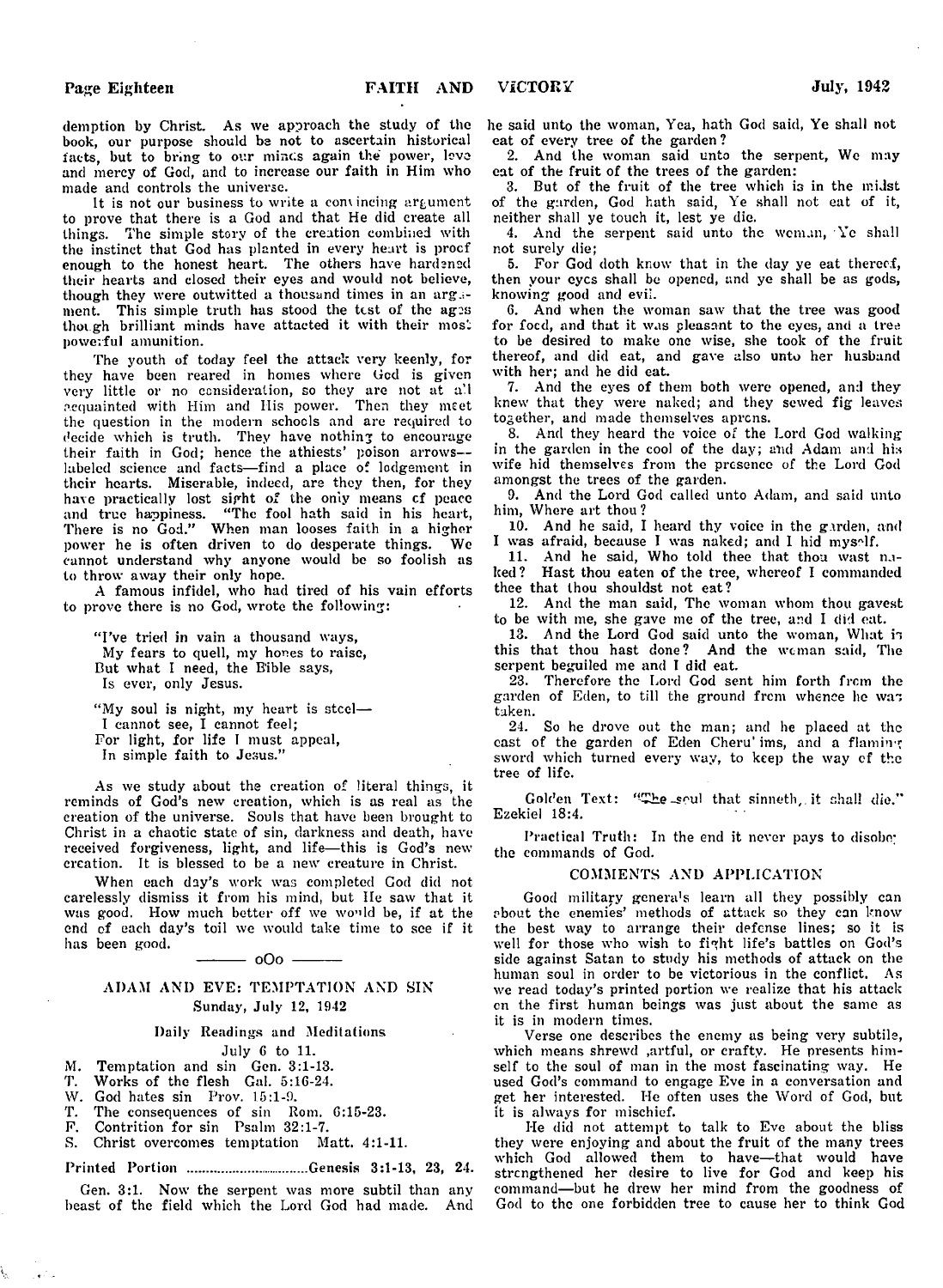demption by Christ. As we approach the study of the book, our purpose should be not to ascertain historical facts, but to bring to our minds again the power, love and mercy of God, and to increase our faith in Him who made and controls the universe.

It is not our business to write a convincing argument to prove that there is a God and that He did create all things. The simple story of the creation combined with the instinct that God has planted in every heart is proof enough to the honest heart. The others have hardened their hearts and closed their eyes and would not believe, though they were outwitted a thousand times in an argument. This simple truth has stood the test of the ages though brilliant minds have attacted it with their most powerful amunition.

The youth of today feel the attack very keenly, for they have been reared in homes where God is given very little or no consideration, so they are not at all acquainted with Him and His power. Then they meet the question in the modern schools and are required to decide which is truth. They have nothing to encourage their faith in God; hence the athiests' poison arrows—labeled science and facts—find a place of lodgement in their hearts. Miserable, indeed, are they then, for they have practically lost sight of the only means of peace and true happiness. "The fool hath said in his heart, There is no God." When man looses faith in a higher power he is often driven to do desperate things. We cannot understand why anyone would be so foolish as to throw away their only hope.

A famous infidel, who had tired of his vain efforts to prove there is no God, wrote the following:

"I've tried in vain a thousand ways,
 My fears to quell, my hopes to raise,
But what I need, the Bible says,
 Is ever, only Jesus.

"My soul is night, my heart is steel—
 I cannot see, I cannot feel;
For light, for life I must appeal,
 In simple faith to Jesus."

As we study about the creation of literal things, it reminds of God's new creation, which is as real as the creation of the universe. Souls that have been brought to Christ in a chaotic state of sin, darkness and death, have received forgiveness, light, and life—this is God's new creation. It is blessed to be a new creature in Christ.

When each day's work was completed God did not carelessly dismiss it from his mind, but He saw that it was good. How much better off we would be, if at the end of each day's toil we would take time to see if it has been good.

——— oOo ———

## ADAM AND EVE: TEMPTATION AND SIN

Sunday, July 12, 1942

### Daily Readings and Meditations

July 6 to 11.

M. Temptation and sin Gen. 3:1-13.
T. Works of the flesh Gal. 5:16-24.
W. God hates sin Prov. 15:1-9.
T. The consequences of sin Rom. 6:15-23.
F. Contrition for sin Psalm 32:1-7.
S. Christ overcomes temptation Matt. 4:1-11.

Printed Portion ................................Genesis 3:1-13, 23, 24.

Gen. 3:1. Now the serpent was more subtil than any beast of the field which the Lord God had made. And he said unto the woman, Yea, hath God said, Ye shall not eat of every tree of the garden?

2. And the woman said unto the serpent, We may eat of the fruit of the trees of the garden:

3. But of the fruit of the tree which is in the midst of the garden, God hath said, Ye shall not eat of it, neither shall ye touch it, lest ye die.

4. And the serpent said unto the woman, Ye shall not surely die;

5. For God doth know that in the day ye eat thereof, then your eyes shall be opened, and ye shall be as gods, knowing good and evil.

6. And when the woman saw that the tree was good for food, and that it was pleasant to the eyes, and a tree to be desired to make one wise, she took of the fruit thereof, and did eat, and gave also unto her husband with her; and he did eat.

7. And the eyes of them both were opened, and they knew that they were naked; and they sewed fig leaves together, and made themselves aprons.

8. And they heard the voice of the Lord God walking in the garden in the cool of the day; and Adam and his wife hid themselves from the presence of the Lord God amongst the trees of the garden.

9. And the Lord God called unto Adam, and said unto him, Where art thou?

10. And he said, I heard thy voice in the garden, and I was afraid, because I was naked; and I hid myself.

11. And he said, Who told thee that thou wast naked? Hast thou eaten of the tree, whereof I commanded thee that thou shouldst not eat?

12. And the man said, The woman whom thou gavest to be with me, she gave me of the tree, and I did eat.

13. And the Lord God said unto the woman, What is this that thou hast done? And the woman said, The serpent beguiled me and I did eat.

23. Therefore the Lord God sent him forth from the garden of Eden, to till the ground from whence he was taken.

24. So he drove out the man; and he placed at the east of the garden of Eden Cheru'ims, and a flaming sword which turned every way, to keep the way of the tree of life.

Golden Text: "The soul that sinneth, it shall die." Ezekiel 18:4.

Practical Truth: In the end it never pays to disobey the commands of God.

### COMMENTS AND APPLICATION

Good military generals learn all they possibly can about the enemies' methods of attack so they can know the best way to arrange their defense lines; so it is well for those who wish to fight life's battles on God's side against Satan to study his methods of attack on the human soul in order to be victorious in the conflict. As we read today's printed portion we realize that his attack on the first human beings was just about the same as it is in modern times.

Verse one describes the enemy as being very subtile, which means shrewd ,artful, or crafty. He presents himself to the soul of man in the most fascinating way. He used God's command to engage Eve in a conversation and get her interested. He often uses the Word of God, but it is always for mischief.

He did not attempt to talk to Eve about the bliss they were enjoying and about the fruit of the many trees which God allowed them to have—that would have strengthened her desire to live for God and keep his command—but he drew her mind from the goodness of God to the one forbidden tree to cause her to think God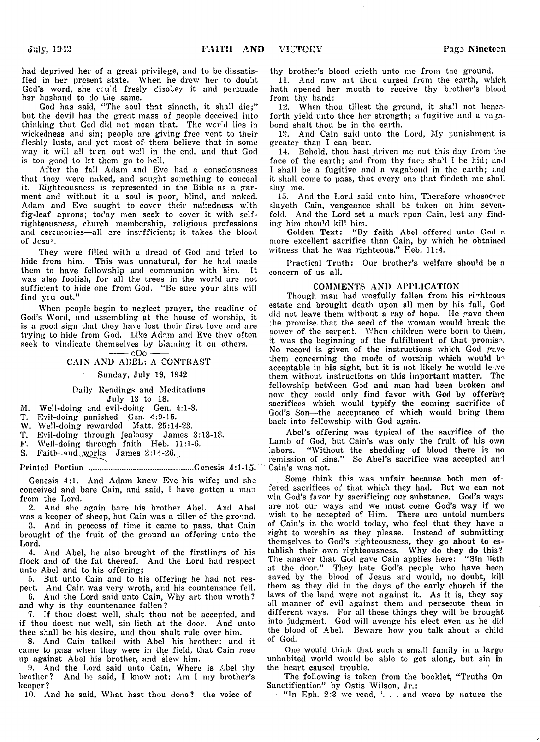had deprived her of a great privilege, and to be dissatisfied in her present state. When he drew her to doubt God's word, she could freely disobey it and persuade her husband to do the same.

God has said, "The soul that sinneth, it shall die;" but the devil has the great mass of people deceived into thinking that God did not mean that. The world lies in wickedness and sin; people are giving free vent to their fleshly lusts, and yet most of them believe that in some way it will all turn out well in the end, and that God is too good to let them go to hell.

After the fall Adam and Eve had a consciousness that they were naked, and sought something to conceal it. Righteousness is represented in the Bible as a garment and without it a soul is poor, blind, and naked. Adam and Eve sought to cover their nakedness with fig-leaf aprons; today men seek to cover it with self-righteousness, church membership, religious professions and ceremonies—all are insufficient; it takes the blood of Jesus.

They were filled with a dread of God and tried to hide from him. This was unnatural, for he had made them to have fellowship and communion with him. It was also foolish, for all the trees in the world are not sufficient to hide one from God. "Be sure your sins will find you out."

When people begin to neglect prayer, the reading of God's Word, and assembling at the house of worship, it is a good sign that they have lost their first love and are trying to hide from God. Like Adam and Eve they often seek to vindicate themselves by blaming it on others.

—— oOo ——

## CAIN AND ABEL: A CONTRAST

Sunday, July 19, 1942

### Daily Readings and Meditations

July 13 to 18.

- M. Well-doing and evil-doing Gen. 4:1-8.
- T. Evil-doing punished Gen. 4:9-15.
- W. Well-doing rewarded Matt. 25:14-23.
- T. Evil-doing through jealousy James 3:13-18.
- F. Well-doing through faith Heb. 11:1-6.
- S. Faith and works James 2:14-26.

Printed Portion ........................................Genesis 4:1-15.

Genesis 4:1. And Adam knew Eve his wife; and she conceived and bare Cain, and said, I have gotten a man from the Lord.

2. And she again bare his brother Abel. And Abel was a keeper of sheep, but Cain was a tiller of the ground.

3. And in process of time it came to pass, that Cain brought of the fruit of the ground an offering unto the Lord.

4. And Abel, he also brought of the firstlings of his flock and of the fat thereof. And the Lord had respect unto Abel and to his offering;

5. But unto Cain and to his offering he had not respect. And Cain was very wroth, and his countenance fell.

6. And the Lord said unto Cain, Why art thou wroth? and why is thy countenance fallen?

7. If thou doest well, shalt thou not be accepted, and if thou doest not well, sin lieth at the door. And unto thee shall be his desire, and thou shalt rule over him.

8. And Cain talked with Abel his brother: and it came to pass when they were in the field, that Cain rose up against Abel his brother, and slew him.

9. And the Lord said unto Cain, Where is Abel thy brother? And he said, I know not: Am I my brother's keeper?

10. And he said, What hast thou done? the voice of thy brother's blood crieth unto me from the ground.

11. And now art thou cursed from the earth, which hath opened her mouth to receive thy brother's blood from thy hand:

12. When thou tillest the ground, it shall not henceforth yield unto thee her strength; a fugitive and a vagabond shalt thou be in the earth.

13. And Cain said unto the Lord, My punishment is greater than I can bear.

14. Behold, thou hast driven me out this day from the face of the earth; and from thy face shall I be hid; and I shall be a fugitive and a vagabond in the earth; and it shall come to pass, that every one that findeth me shall slay me.

15. And the Lord said unto him, Therefore whosoever slayeth Cain, vengeance shall be taken on him sevenfold. And the Lord set a mark upon Cain, lest any finding him should kill him.

Golden Text: "By faith Abel offered unto God a more excellent sacrifice than Cain, by which he obtained witness that he was righteous." Heb. 11:4.

Practical Truth: Our brother's welfare should be a concern of us all.

### COMMENTS AND APPLICATION

Though man had woefully fallen from his righteous estate and brought death upon all men by his fall, God did not leave them without a ray of hope. He gave them the promise that the seed of the woman would break the power of the serpent. When children were born to them, it was the beginning of the fulfillment of that promise. No record is given of the instructions which God gave them concerning the mode of worship which would be acceptable in his sight, but it is not likely he would leave them without instructions on this important matter. The fellowship between God and man had been broken and now they could only find favor with God by offering sacrifices which would typify the coming sacrifice of God's Son—the acceptance of which would bring them back into fellowship with God again.

Abel's offering was typical of the sacrifice of the Lamb of God, but Cain's was only the fruit of his own labors. "Without the shedding of blood there is no remission of sins." So Abel's sacrifice was accepted and Cain's was not.

Some think this was unfair because both men offered sacrifices of that which they had. But we can not win God's favor by sacrificing our substance. God's ways are not our ways and we must come God's way if we wish to be accepted of Him. There are untold numbers of Cain's in the world today, who feel that they have a right to worship as they please. Instead of submitting themselves to God's righteousness, they go about to establish their own righteousness. Why do they do this? The answer that God gave Cain applies here: "Sin lieth at the door." They hate God's people who have been saved by the blood of Jesus and would, no doubt, kill them as they did in the days of the early church if the laws of the land were not against it. As it is, they say all manner of evil against them and persecute them in different ways. For all these things they will be brought into judgment. God will avenge his elect even as he did the blood of Abel. Beware how you talk about a child of God.

One would think that such a small family in a large unhabited world would be able to get along, but sin in the heart caused trouble.

The following is taken from the booklet, "Truths On Sanctification" by Ostis Wilson, Jr.:

"In Eph. 2:3 we read, '. . . and were by nature the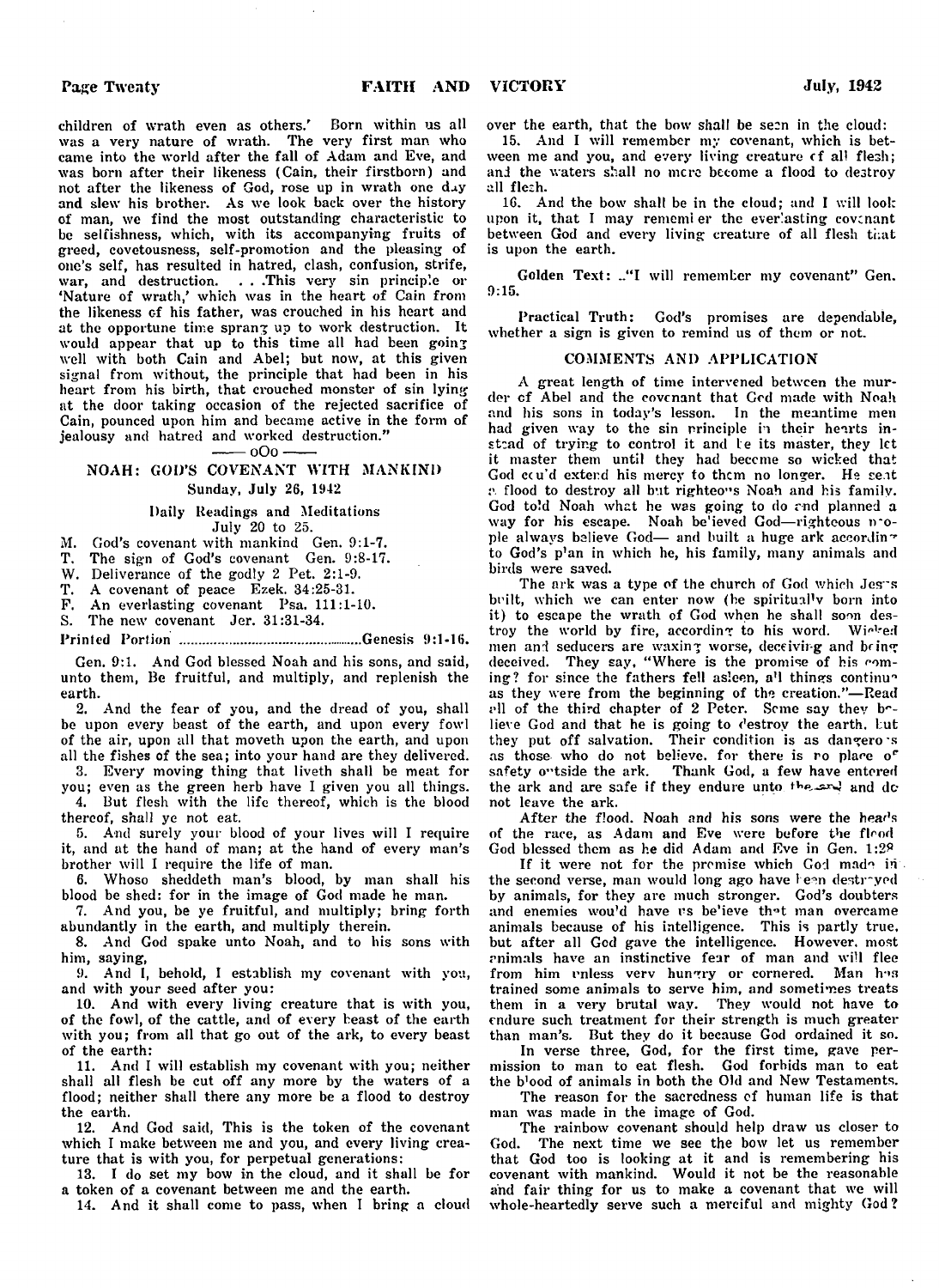children of wrath even as others.' Born within us all was a very nature of wrath. The very first man who came into the world after the fall of Adam and Eve, and was born after their likeness (Cain, their firstborn) and not after the likeness of God, rose up in wrath one day and slew his brother. As we look back over the history of man, we find the most outstanding characteristic to be selfishness, which, with its accompanying fruits of greed, covetousness, self-promotion and the pleasing of one's self, has resulted in hatred, clash, confusion, strife, war, and destruction. . . .This very sin principle or 'Nature of wrath,' which was in the heart of Cain from the likeness of his father, was crouched in his heart and at the opportune time sprang up to work destruction. It would appear that up to this time all had been going well with both Cain and Abel; but now, at this given signal from without, the principle that had been in his heart from his birth, that crouched monster of sin lying at the door taking occasion of the rejected sacrifice of Cain, pounced upon him and became active in the form of jealousy and hatred and worked destruction."

—— oOo ——

## NOAH: GOD'S COVENANT WITH MANKIND

Sunday, July 26, 1942

### Daily Readings and Meditations

July 20 to 25.

M. God's covenant with mankind Gen. 9:1-7.
T. The sign of God's covenant Gen. 9:8-17.
W. Deliverance of the godly 2 Pet. 2:1-9.
T. A covenant of peace Ezek. 34:25-31.
F. An everlasting covenant Psa. 111:1-10.
S. The new covenant Jer. 31:31-34.

Printed Portion ................................................Genesis 9:1-16.

Gen. 9:1. And God blessed Noah and his sons, and said, unto them, Be fruitful, and multiply, and replenish the earth.

2. And the fear of you, and the dread of you, shall be upon every beast of the earth, and upon every fowl of the air, upon all that moveth upon the earth, and upon all the fishes of the sea; into your hand are they delivered.

3. Every moving thing that liveth shall be meat for you; even as the green herb have I given you all things.

4. But flesh with the life thereof, which is the blood thereof, shall ye not eat.

5. And surely your blood of your lives will I require it, and at the hand of man; at the hand of every man's brother will I require the life of man.

6. Whoso sheddeth man's blood, by man shall his blood be shed: for in the image of God made he man.

7. And you, be ye fruitful, and multiply; bring forth abundantly in the earth, and multiply therein.

8. And God spake unto Noah, and to his sons with him, saying,

9. And I, behold, I establish my covenant with you, and with your seed after you:

10. And with every living creature that is with you, of the fowl, of the cattle, and of every beast of the earth with you; from all that go out of the ark, to every beast of the earth:

11. And I will establish my covenant with you; neither shall all flesh be cut off any more by the waters of a flood; neither shall there any more be a flood to destroy the earth.

12. And God said, This is the token of the covenant which I make between me and you, and every living creature that is with you, for perpetual generations:

13. I do set my bow in the cloud, and it shall be for a token of a covenant between me and the earth.

14. And it shall come to pass, when I bring a cloud over the earth, that the bow shall be seen in the cloud:

15. And I will remember my covenant, which is between me and you, and every living creature of all flesh; and the waters shall no more become a flood to destroy all flesh.

16. And the bow shall be in the cloud; and I will look upon it, that I may remember the everlasting covenant between God and every living creature of all flesh that is upon the earth.

**Golden Text:** "I will remember my covenant" Gen. 9:15.

**Practical Truth:** God's promises are dependable, whether a sign is given to remind us of them or not.

### COMMENTS AND APPLICATION

A great length of time intervened between the murder of Abel and the covenant that God made with Noah and his sons in today's lesson. In the meantime men had given way to the sin principle in their hearts instead of trying to control it and be its master, they let it master them until they had become so wicked that God could extend his mercy to them no longer. He sent a flood to destroy all but righteous Noah and his family. God told Noah what he was going to do and planned a way for his escape. Noah believed God—righteous people always believe God— and built a huge ark according to God's plan in which he, his family, many animals and birds were saved.

The ark was a type of the church of God which Jesus built, which we can enter now (be spiritually born into it) to escape the wrath of God when he shall soon destroy the world by fire, according to his word. Wicked men and seducers are waxing worse, deceiving and being deceived. They say, "Where is the promise of his coming? for since the fathers fell asleep, all things continue as they were from the beginning of the creation."—Read all of the third chapter of 2 Peter. Some say they believe God and that he is going to destroy the earth, but they put off salvation. Their condition is as dangerous as those who do not believe, for there is no place of safety outside the ark. Thank God, a few have entered the ark and are safe if they endure unto the end and do not leave the ark.

After the flood, Noah and his sons were the heads of the race, as Adam and Eve were before the flood God blessed them as he did Adam and Eve in Gen. 1:28

If it were not for the promise which God made in the second verse, man would long ago have been destroyed by animals, for they are much stronger. God's doubters and enemies would have us believe that man overcame animals because of his intelligence. This is partly true, but after all God gave the intelligence. However, most animals have an instinctive fear of man and will flee from him unless very hungry or cornered. Man has trained some animals to serve him, and sometimes treats them in a very brutal way. They would not have to endure such treatment for their strength is much greater than man's. But they do it because God ordained it so.

In verse three, God, for the first time, gave permission to man to eat flesh. God forbids man to eat the blood of animals in both the Old and New Testaments.

The reason for the sacredness of human life is that man was made in the image of God.

The rainbow covenant should help draw us closer to God. The next time we see the bow let us remember that God too is looking at it and is remembering his covenant with mankind. Would it not be the reasonable and fair thing for us to make a covenant that we will whole-heartedly serve such a merciful and mighty God?